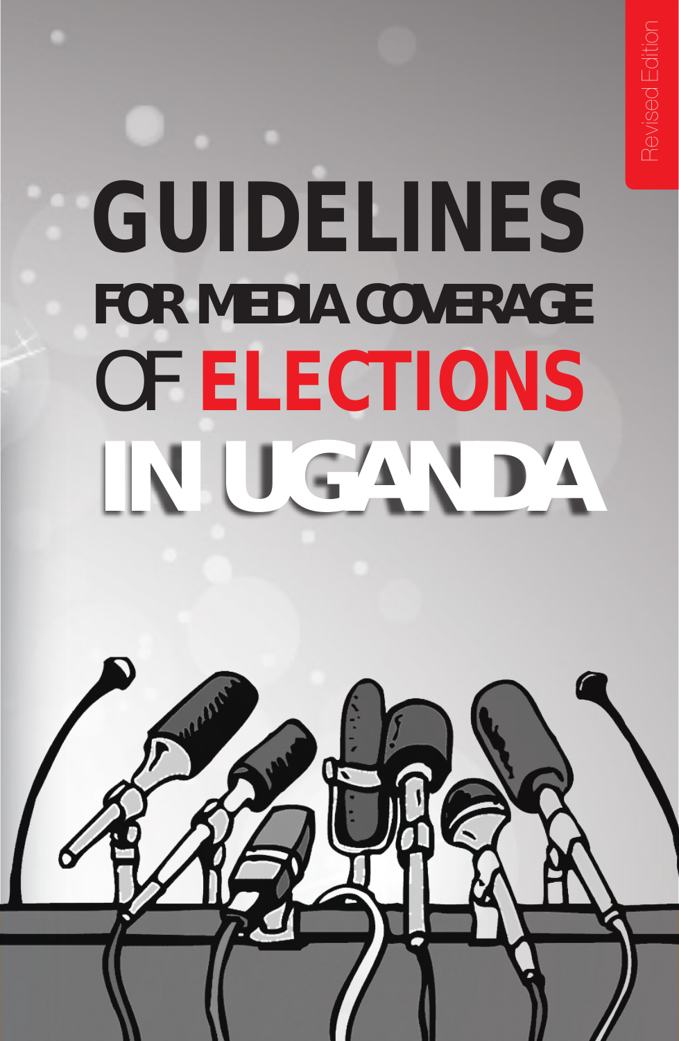Revised Edition

# GUIDELINES FOR MEDIA COVERAGE OF ELECTIONS IN UGANDA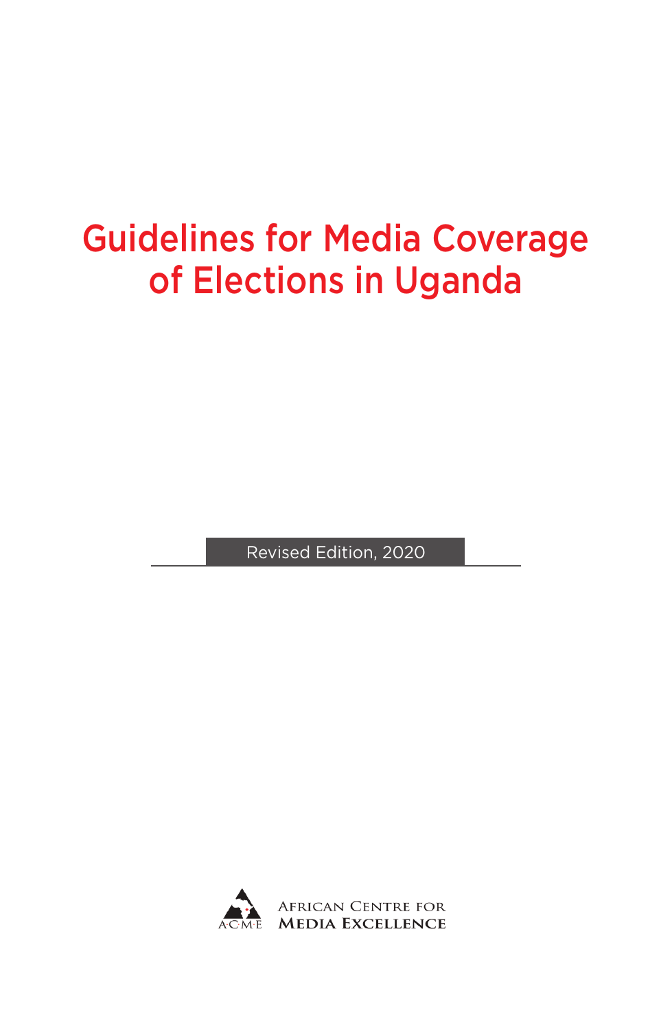# Guidelines for Media Coverage of Elections in Uganda

Revised Edition, 2020

AFRICAN CENTRE FOR MEDIA EXCELLENCE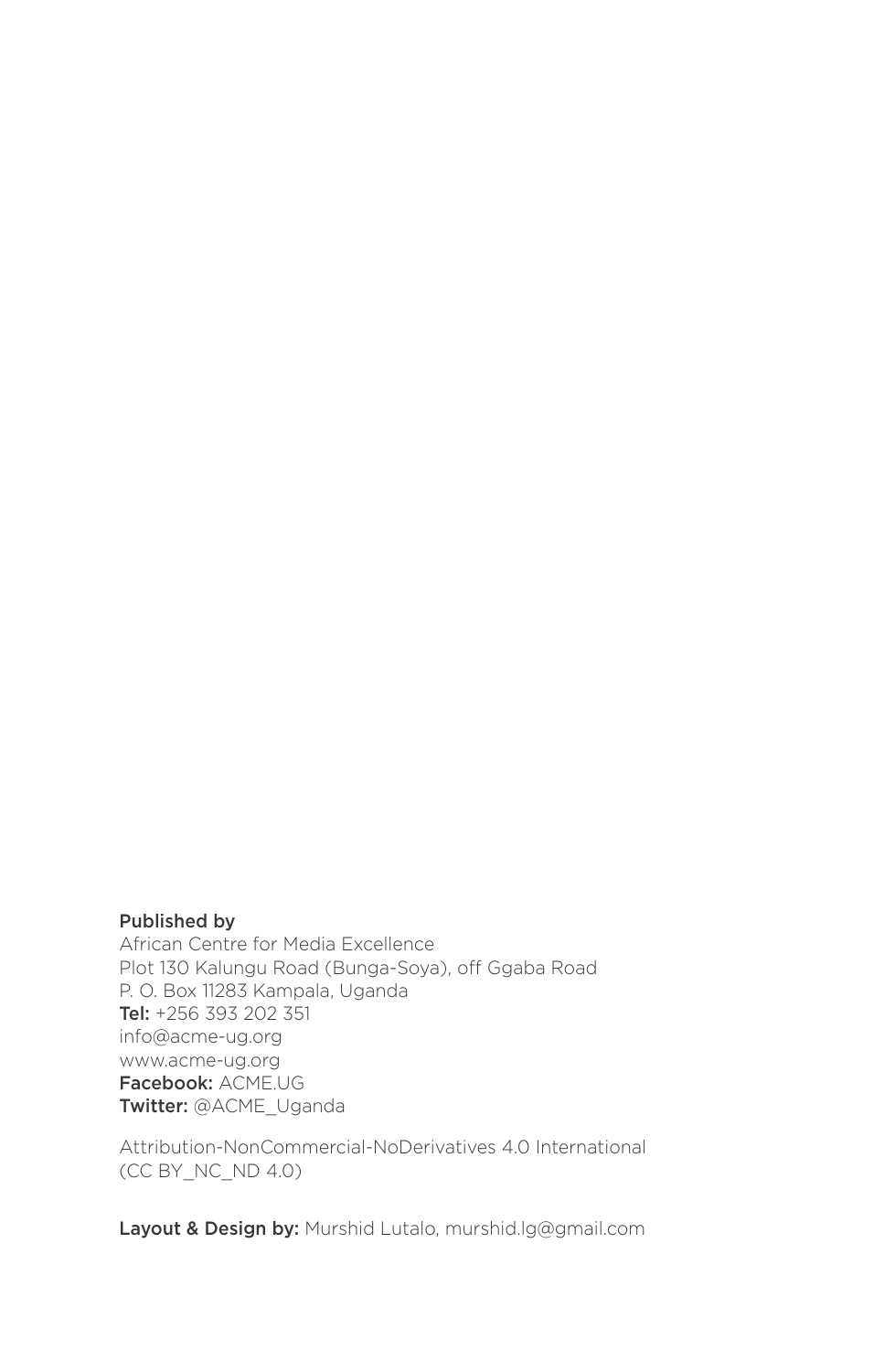**Published by**
African Centre for Media Excellence
Plot 130 Kalungu Road (Bunga-Soya), off Ggaba Road
P. O. Box 11283 Kampala, Uganda
**Tel:** +256 393 202 351
info@acme-ug.org
www.acme-ug.org
**Facebook:** ACME.UG
**Twitter:** @ACME_Uganda

Attribution-NonCommercial-NoDerivatives 4.0 International
(CC BY_NC_ND 4.0)

**Layout & Design by:** Murshid Lutalo, murshid.lg@gmail.com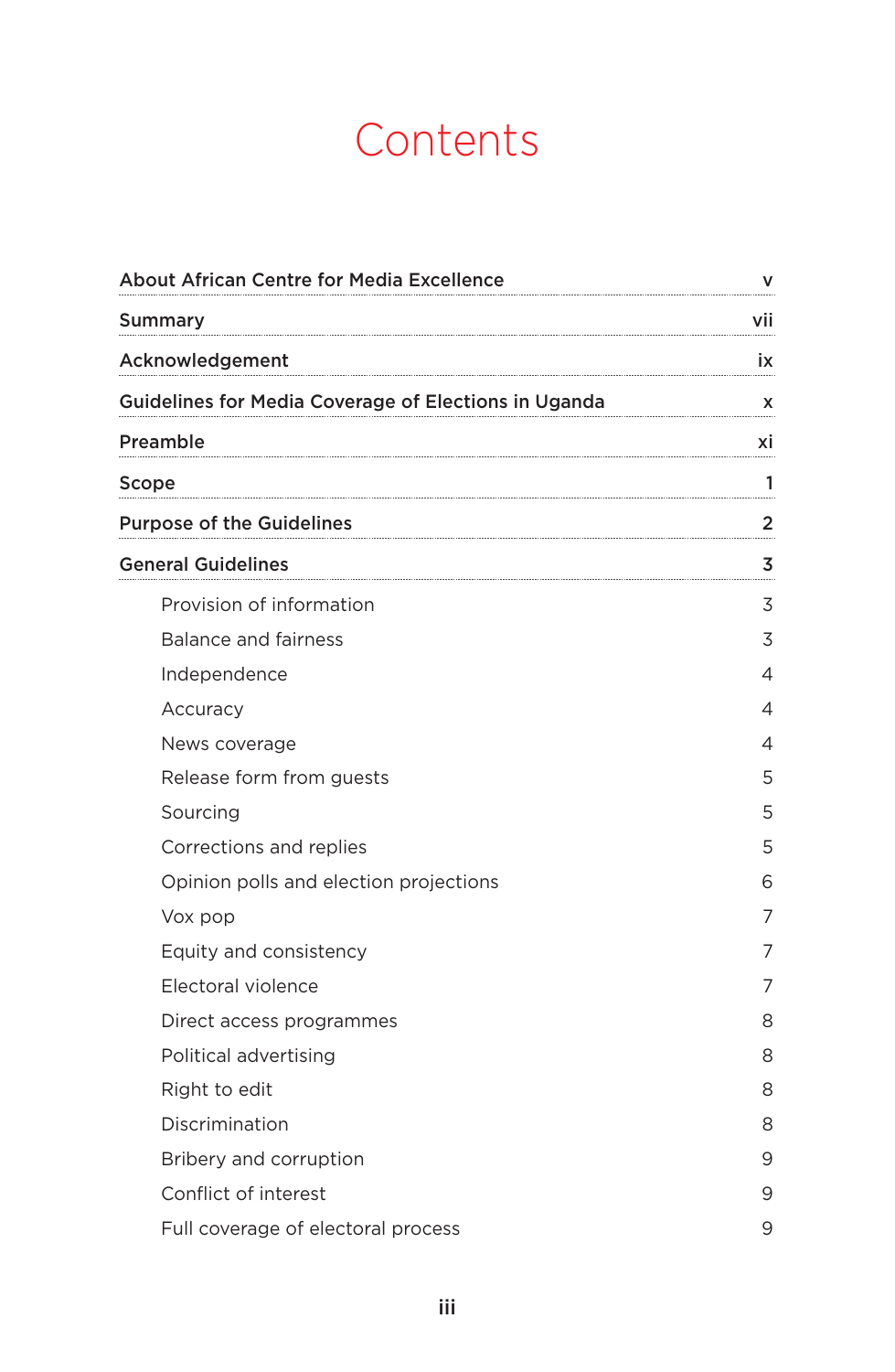# Contents

| | |
|---|---|
| **About African Centre for Media Excellence** | **v** |
| **Summary** | **vii** |
| **Acknowledgement** | **ix** |
| **Guidelines for Media Coverage of Elections in Uganda** | **x** |
| **Preamble** | **xi** |
| **Scope** | **1** |
| **Purpose of the Guidelines** | **2** |
| **General Guidelines** | **3** |
| Provision of information | 3 |
| Balance and fairness | 3 |
| Independence | 4 |
| Accuracy | 4 |
| News coverage | 4 |
| Release form from guests | 5 |
| Sourcing | 5 |
| Corrections and replies | 5 |
| Opinion polls and election projections | 6 |
| Vox pop | 7 |
| Equity and consistency | 7 |
| Electoral violence | 7 |
| Direct access programmes | 8 |
| Political advertising | 8 |
| Right to edit | 8 |
| Discrimination | 8 |
| Bribery and corruption | 9 |
| Conflict of interest | 9 |
| Full coverage of electoral process | 9 |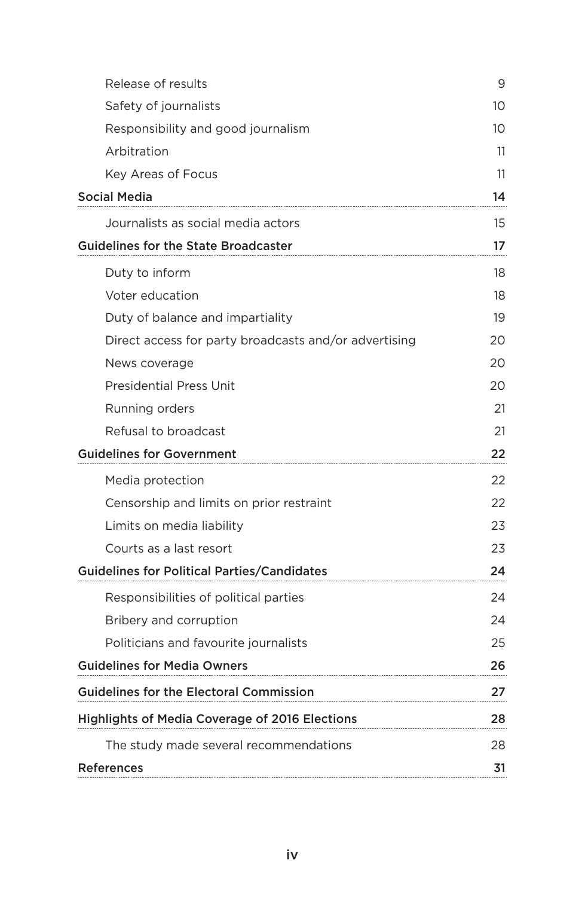| | |
|---|---|
| Release of results | 9 |
| Safety of journalists | 10 |
| Responsibility and good journalism | 10 |
| Arbitration | 11 |
| Key Areas of Focus | 11 |
| **Social Media** | **14** |
| Journalists as social media actors | 15 |
| **Guidelines for the State Broadcaster** | **17** |
| Duty to inform | 18 |
| Voter education | 18 |
| Duty of balance and impartiality | 19 |
| Direct access for party broadcasts and/or advertising | 20 |
| News coverage | 20 |
| Presidential Press Unit | 20 |
| Running orders | 21 |
| Refusal to broadcast | 21 |
| **Guidelines for Government** | **22** |
| Media protection | 22 |
| Censorship and limits on prior restraint | 22 |
| Limits on media liability | 23 |
| Courts as a last resort | 23 |
| **Guidelines for Political Parties/Candidates** | **24** |
| Responsibilities of political parties | 24 |
| Bribery and corruption | 24 |
| Politicians and favourite journalists | 25 |
| **Guidelines for Media Owners** | **26** |
| **Guidelines for the Electoral Commission** | **27** |
| **Highlights of Media Coverage of 2016 Elections** | **28** |
| The study made several recommendations | 28 |
| **References** | **31** |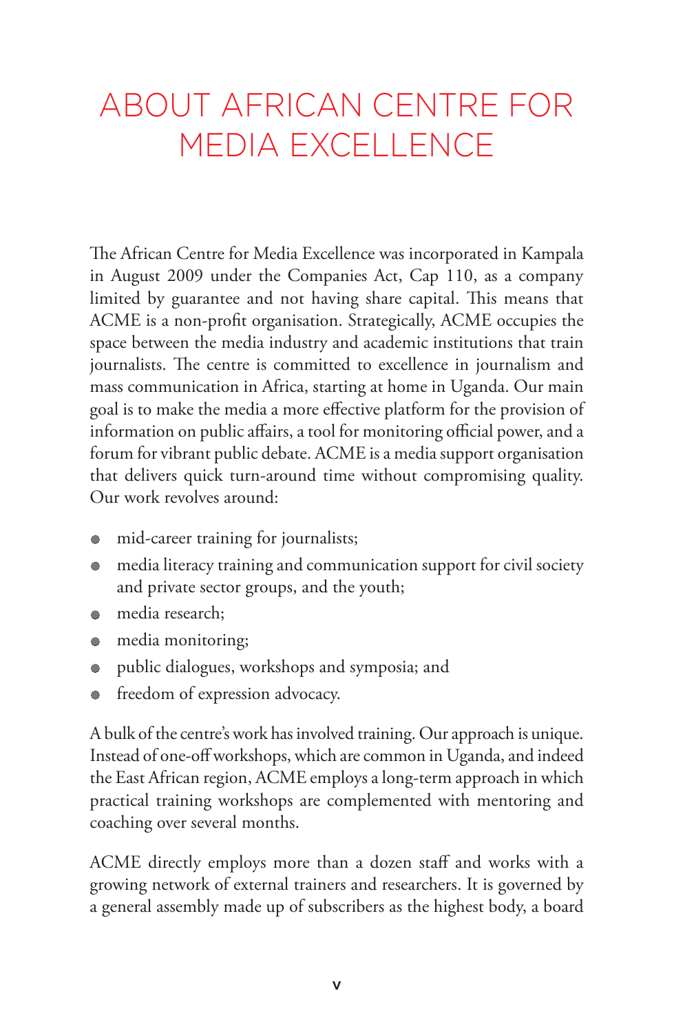# ABOUT AFRICAN CENTRE FOR MEDIA EXCELLENCE

The African Centre for Media Excellence was incorporated in Kampala in August 2009 under the Companies Act, Cap 110, as a company limited by guarantee and not having share capital. This means that ACME is a non-profit organisation. Strategically, ACME occupies the space between the media industry and academic institutions that train journalists. The centre is committed to excellence in journalism and mass communication in Africa, starting at home in Uganda. Our main goal is to make the media a more effective platform for the provision of information on public affairs, a tool for monitoring official power, and a forum for vibrant public debate. ACME is a media support organisation that delivers quick turn-around time without compromising quality. Our work revolves around:

- mid-career training for journalists;
- media literacy training and communication support for civil society and private sector groups, and the youth;
- media research;
- media monitoring;
- public dialogues, workshops and symposia; and
- freedom of expression advocacy.

A bulk of the centre's work has involved training. Our approach is unique. Instead of one-off workshops, which are common in Uganda, and indeed the East African region, ACME employs a long-term approach in which practical training workshops are complemented with mentoring and coaching over several months.

ACME directly employs more than a dozen staff and works with a growing network of external trainers and researchers. It is governed by a general assembly made up of subscribers as the highest body, a board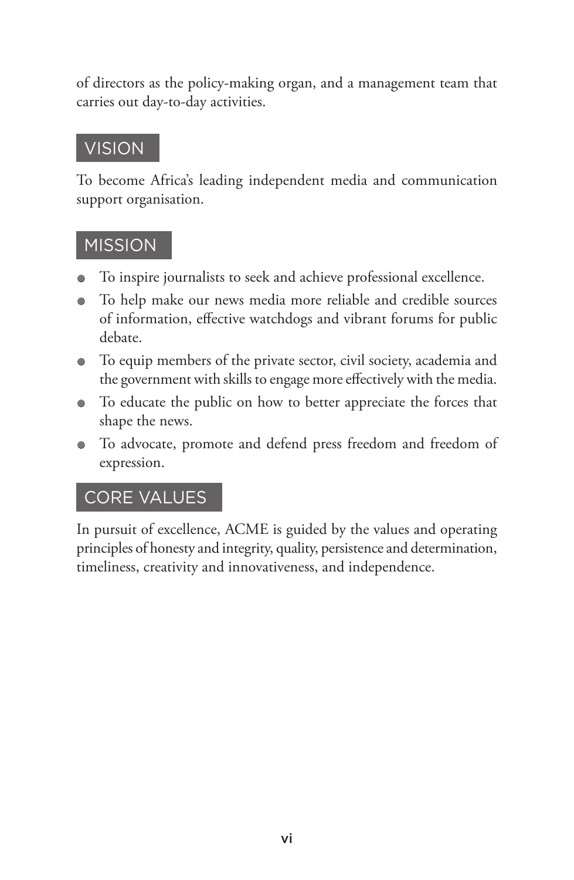of directors as the policy-making organ, and a management team that carries out day-to-day activities.

## VISION

To become Africa's leading independent media and communication support organisation.

## MISSION

- To inspire journalists to seek and achieve professional excellence.
- To help make our news media more reliable and credible sources of information, effective watchdogs and vibrant forums for public debate.
- To equip members of the private sector, civil society, academia and the government with skills to engage more effectively with the media.
- To educate the public on how to better appreciate the forces that shape the news.
- To advocate, promote and defend press freedom and freedom of expression.

## CORE VALUES

In pursuit of excellence, ACME is guided by the values and operating principles of honesty and integrity, quality, persistence and determination, timeliness, creativity and innovativeness, and independence.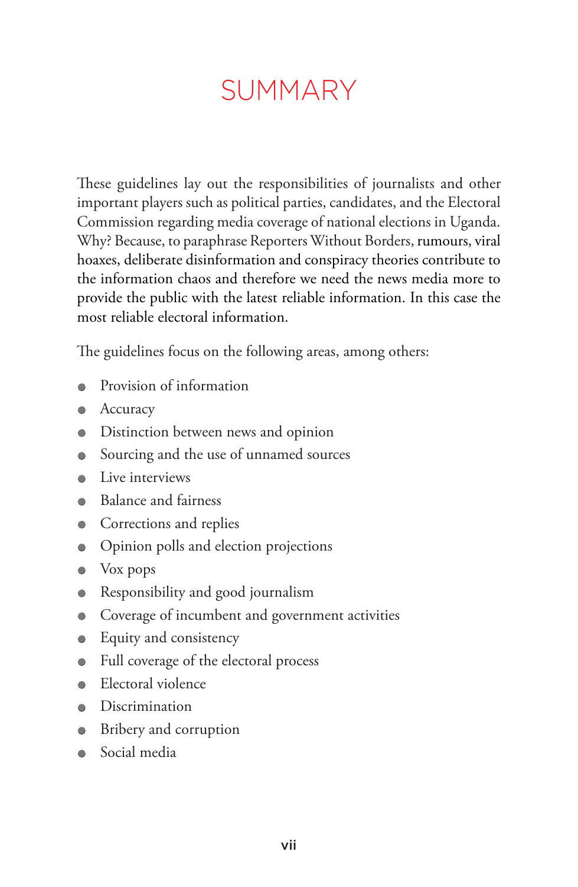# SUMMARY

These guidelines lay out the responsibilities of journalists and other important players such as political parties, candidates, and the Electoral Commission regarding media coverage of national elections in Uganda. Why? Because, to paraphrase Reporters Without Borders, rumours, viral hoaxes, deliberate disinformation and conspiracy theories contribute to the information chaos and therefore we need the news media more to provide the public with the latest reliable information. In this case the most reliable electoral information.

The guidelines focus on the following areas, among others:

- Provision of information
- Accuracy
- Distinction between news and opinion
- Sourcing and the use of unnamed sources
- Live interviews
- Balance and fairness
- Corrections and replies
- Opinion polls and election projections
- Vox pops
- Responsibility and good journalism
- Coverage of incumbent and government activities
- Equity and consistency
- Full coverage of the electoral process
- Electoral violence
- Discrimination
- Bribery and corruption
- Social media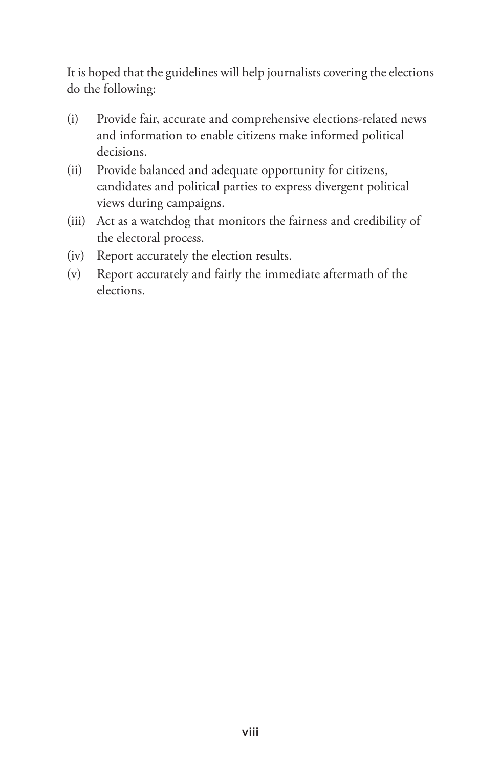It is hoped that the guidelines will help journalists covering the elections do the following:

(i) Provide fair, accurate and comprehensive elections-related news and information to enable citizens make informed political decisions.

(ii) Provide balanced and adequate opportunity for citizens, candidates and political parties to express divergent political views during campaigns.

(iii) Act as a watchdog that monitors the fairness and credibility of the electoral process.

(iv) Report accurately the election results.

(v) Report accurately and fairly the immediate aftermath of the elections.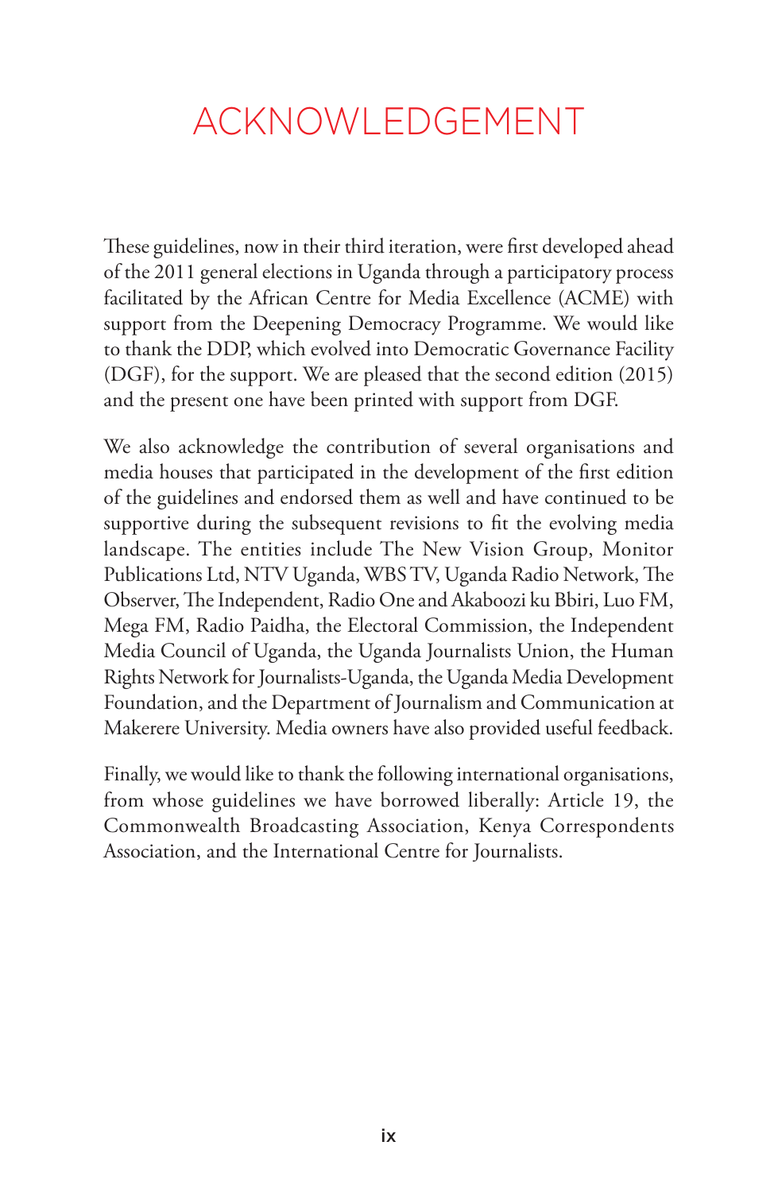# ACKNOWLEDGEMENT

These guidelines, now in their third iteration, were first developed ahead of the 2011 general elections in Uganda through a participatory process facilitated by the African Centre for Media Excellence (ACME) with support from the Deepening Democracy Programme. We would like to thank the DDP, which evolved into Democratic Governance Facility (DGF), for the support. We are pleased that the second edition (2015) and the present one have been printed with support from DGF.

We also acknowledge the contribution of several organisations and media houses that participated in the development of the first edition of the guidelines and endorsed them as well and have continued to be supportive during the subsequent revisions to fit the evolving media landscape. The entities include The New Vision Group, Monitor Publications Ltd, NTV Uganda, WBS TV, Uganda Radio Network, The Observer, The Independent, Radio One and Akaboozi ku Bbiri, Luo FM, Mega FM, Radio Paidha, the Electoral Commission, the Independent Media Council of Uganda, the Uganda Journalists Union, the Human Rights Network for Journalists-Uganda, the Uganda Media Development Foundation, and the Department of Journalism and Communication at Makerere University. Media owners have also provided useful feedback.

Finally, we would like to thank the following international organisations, from whose guidelines we have borrowed liberally: Article 19, the Commonwealth Broadcasting Association, Kenya Correspondents Association, and the International Centre for Journalists.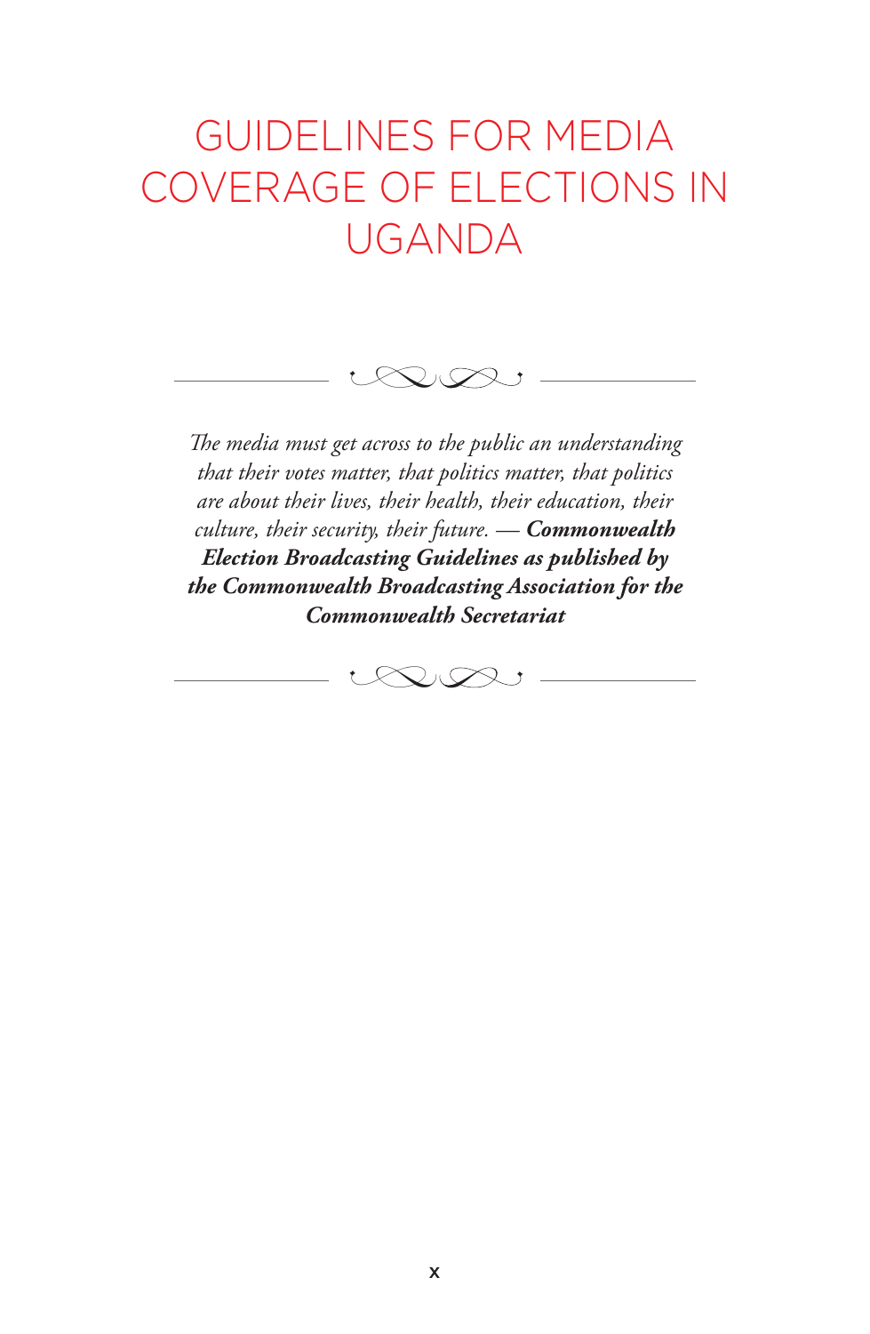# GUIDELINES FOR MEDIA COVERAGE OF ELECTIONS IN UGANDA

*The media must get across to the public an understanding that their votes matter, that politics matter, that politics are about their lives, their health, their education, their culture, their security, their future.* — ***Commonwealth Election Broadcasting Guidelines as published by the Commonwealth Broadcasting Association for the Commonwealth Secretariat***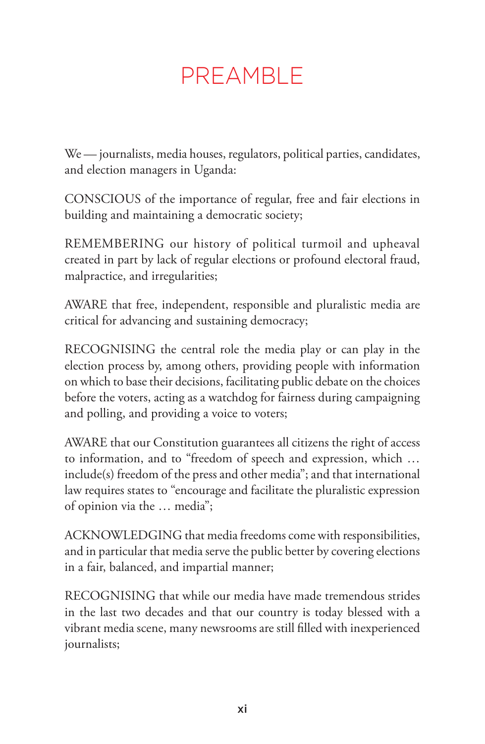# PREAMBLE

We — journalists, media houses, regulators, political parties, candidates, and election managers in Uganda:

CONSCIOUS of the importance of regular, free and fair elections in building and maintaining a democratic society;

REMEMBERING our history of political turmoil and upheaval created in part by lack of regular elections or profound electoral fraud, malpractice, and irregularities;

AWARE that free, independent, responsible and pluralistic media are critical for advancing and sustaining democracy;

RECOGNISING the central role the media play or can play in the election process by, among others, providing people with information on which to base their decisions, facilitating public debate on the choices before the voters, acting as a watchdog for fairness during campaigning and polling, and providing a voice to voters;

AWARE that our Constitution guarantees all citizens the right of access to information, and to "freedom of speech and expression, which … include(s) freedom of the press and other media"; and that international law requires states to "encourage and facilitate the pluralistic expression of opinion via the … media";

ACKNOWLEDGING that media freedoms come with responsibilities, and in particular that media serve the public better by covering elections in a fair, balanced, and impartial manner;

RECOGNISING that while our media have made tremendous strides in the last two decades and that our country is today blessed with a vibrant media scene, many newsrooms are still filled with inexperienced journalists;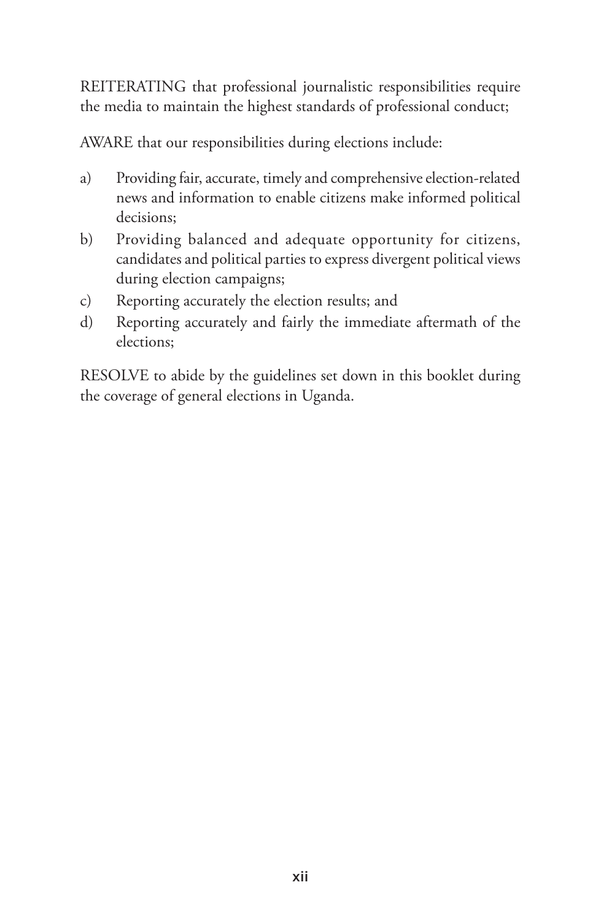REITERATING that professional journalistic responsibilities require the media to maintain the highest standards of professional conduct;

AWARE that our responsibilities during elections include:

a) Providing fair, accurate, timely and comprehensive election-related news and information to enable citizens make informed political decisions;
b) Providing balanced and adequate opportunity for citizens, candidates and political parties to express divergent political views during election campaigns;
c) Reporting accurately the election results; and
d) Reporting accurately and fairly the immediate aftermath of the elections;

RESOLVE to abide by the guidelines set down in this booklet during the coverage of general elections in Uganda.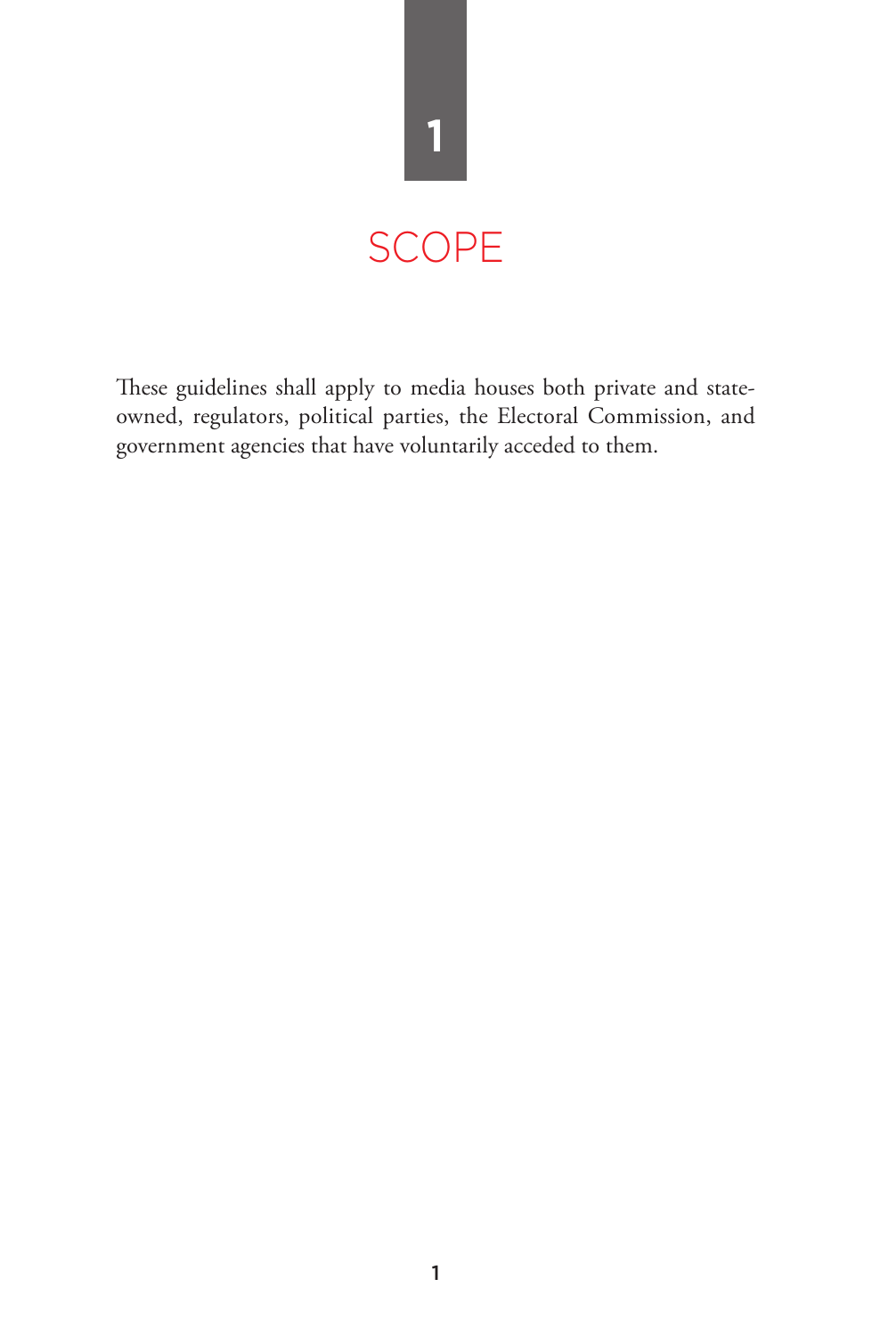# 1

# SCOPE

These guidelines shall apply to media houses both private and state-owned, regulators, political parties, the Electoral Commission, and government agencies that have voluntarily acceded to them.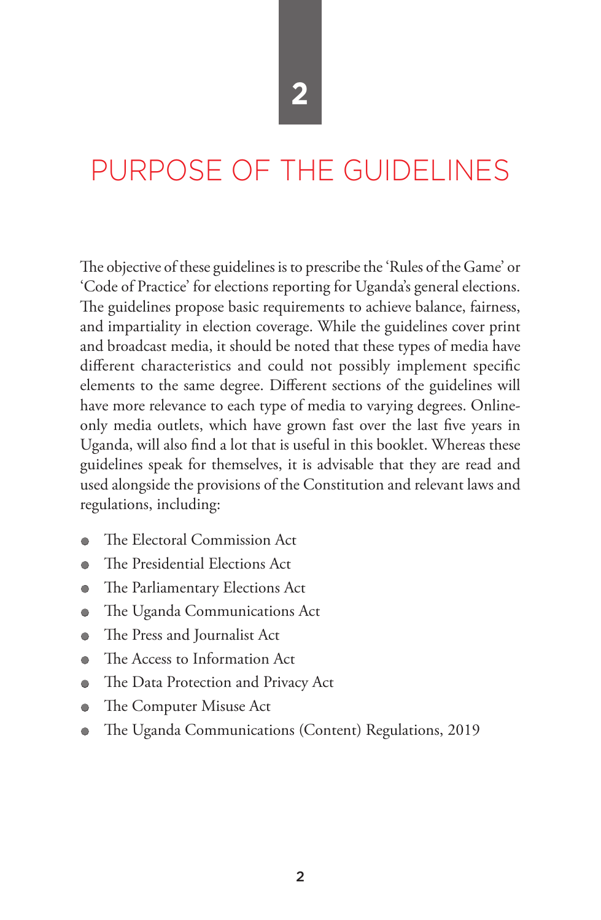# 2

# PURPOSE OF THE GUIDELINES

The objective of these guidelines is to prescribe the 'Rules of the Game' or 'Code of Practice' for elections reporting for Uganda's general elections. The guidelines propose basic requirements to achieve balance, fairness, and impartiality in election coverage. While the guidelines cover print and broadcast media, it should be noted that these types of media have different characteristics and could not possibly implement specific elements to the same degree. Different sections of the guidelines will have more relevance to each type of media to varying degrees. Online-only media outlets, which have grown fast over the last five years in Uganda, will also find a lot that is useful in this booklet. Whereas these guidelines speak for themselves, it is advisable that they are read and used alongside the provisions of the Constitution and relevant laws and regulations, including:

- The Electoral Commission Act
- The Presidential Elections Act
- The Parliamentary Elections Act
- The Uganda Communications Act
- The Press and Journalist Act
- The Access to Information Act
- The Data Protection and Privacy Act
- The Computer Misuse Act
- The Uganda Communications (Content) Regulations, 2019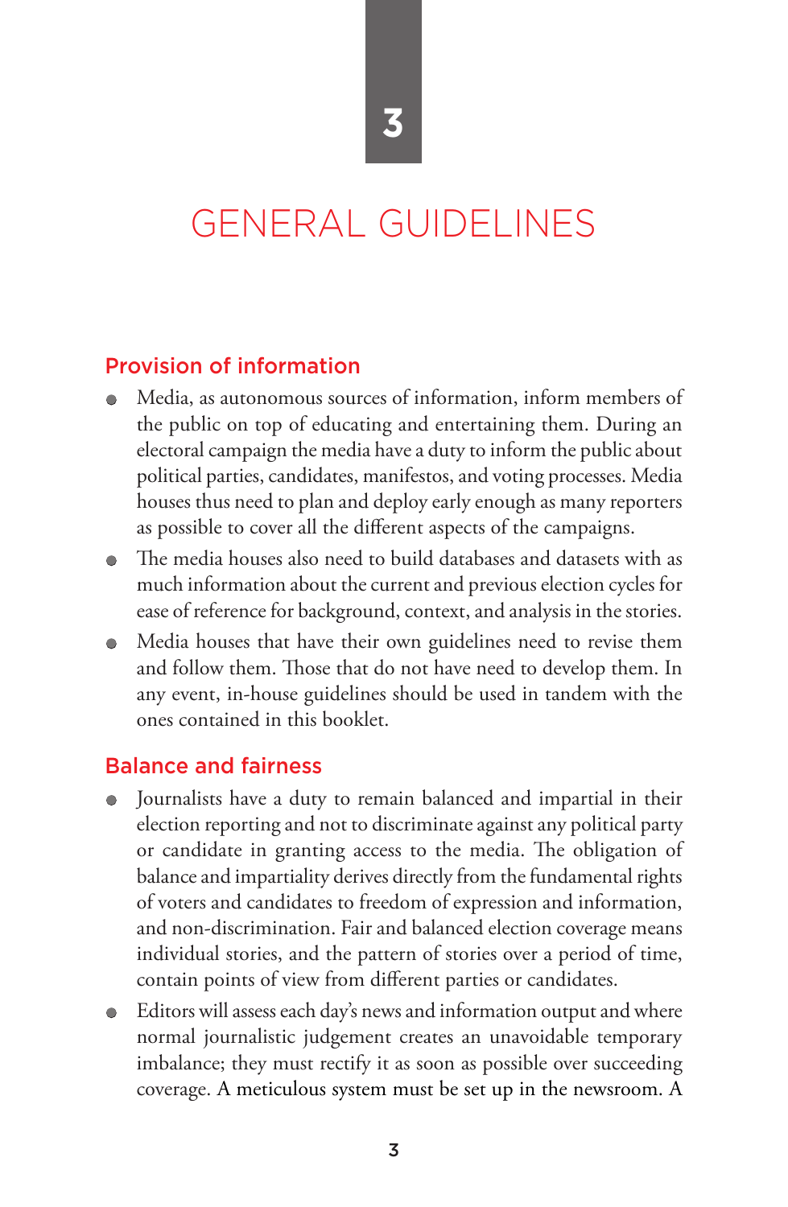# 3

# GENERAL GUIDELINES

## Provision of information

- Media, as autonomous sources of information, inform members of the public on top of educating and entertaining them. During an electoral campaign the media have a duty to inform the public about political parties, candidates, manifestos, and voting processes. Media houses thus need to plan and deploy early enough as many reporters as possible to cover all the different aspects of the campaigns.
- The media houses also need to build databases and datasets with as much information about the current and previous election cycles for ease of reference for background, context, and analysis in the stories.
- Media houses that have their own guidelines need to revise them and follow them. Those that do not have need to develop them. In any event, in-house guidelines should be used in tandem with the ones contained in this booklet.

## Balance and fairness

- Journalists have a duty to remain balanced and impartial in their election reporting and not to discriminate against any political party or candidate in granting access to the media. The obligation of balance and impartiality derives directly from the fundamental rights of voters and candidates to freedom of expression and information, and non-discrimination. Fair and balanced election coverage means individual stories, and the pattern of stories over a period of time, contain points of view from different parties or candidates.
- Editors will assess each day's news and information output and where normal journalistic judgement creates an unavoidable temporary imbalance; they must rectify it as soon as possible over succeeding coverage. A meticulous system must be set up in the newsroom. A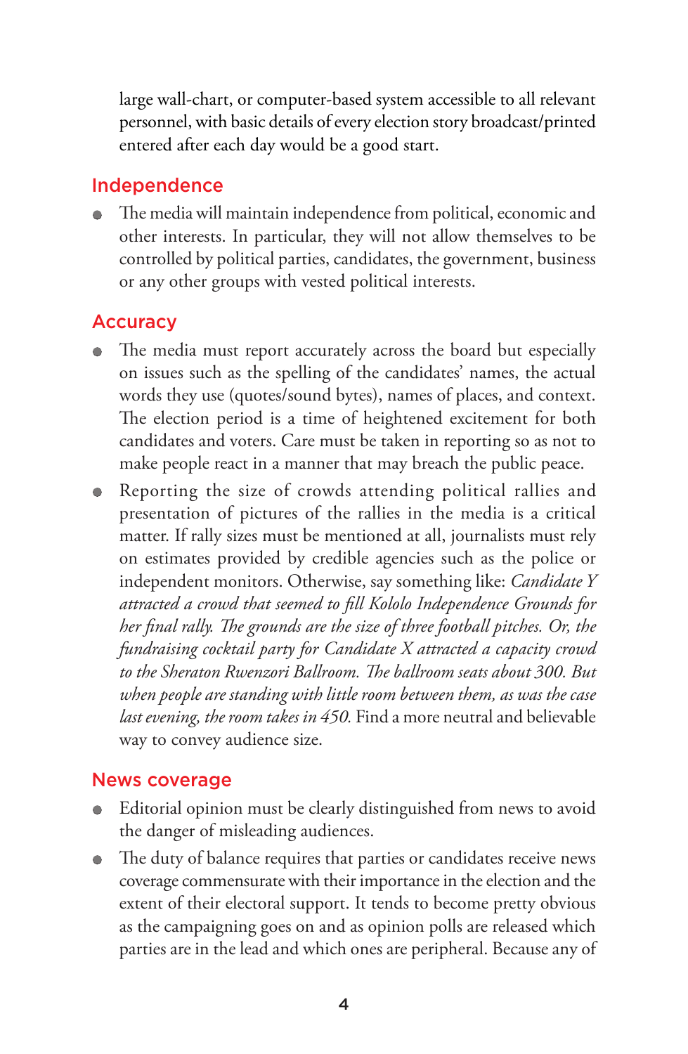large wall-chart, or computer-based system accessible to all relevant personnel, with basic details of every election story broadcast/printed entered after each day would be a good start.

## Independence

- The media will maintain independence from political, economic and other interests. In particular, they will not allow themselves to be controlled by political parties, candidates, the government, business or any other groups with vested political interests.

## Accuracy

- The media must report accurately across the board but especially on issues such as the spelling of the candidates' names, the actual words they use (quotes/sound bytes), names of places, and context. The election period is a time of heightened excitement for both candidates and voters. Care must be taken in reporting so as not to make people react in a manner that may breach the public peace.
- Reporting the size of crowds attending political rallies and presentation of pictures of the rallies in the media is a critical matter. If rally sizes must be mentioned at all, journalists must rely on estimates provided by credible agencies such as the police or independent monitors. Otherwise, say something like: *Candidate Y attracted a crowd that seemed to fill Kololo Independence Grounds for her final rally. The grounds are the size of three football pitches. Or, the fundraising cocktail party for Candidate X attracted a capacity crowd to the Sheraton Rwenzori Ballroom. The ballroom seats about 300. But when people are standing with little room between them, as was the case last evening, the room takes in 450.* Find a more neutral and believable way to convey audience size.

## News coverage

- Editorial opinion must be clearly distinguished from news to avoid the danger of misleading audiences.
- The duty of balance requires that parties or candidates receive news coverage commensurate with their importance in the election and the extent of their electoral support. It tends to become pretty obvious as the campaigning goes on and as opinion polls are released which parties are in the lead and which ones are peripheral. Because any of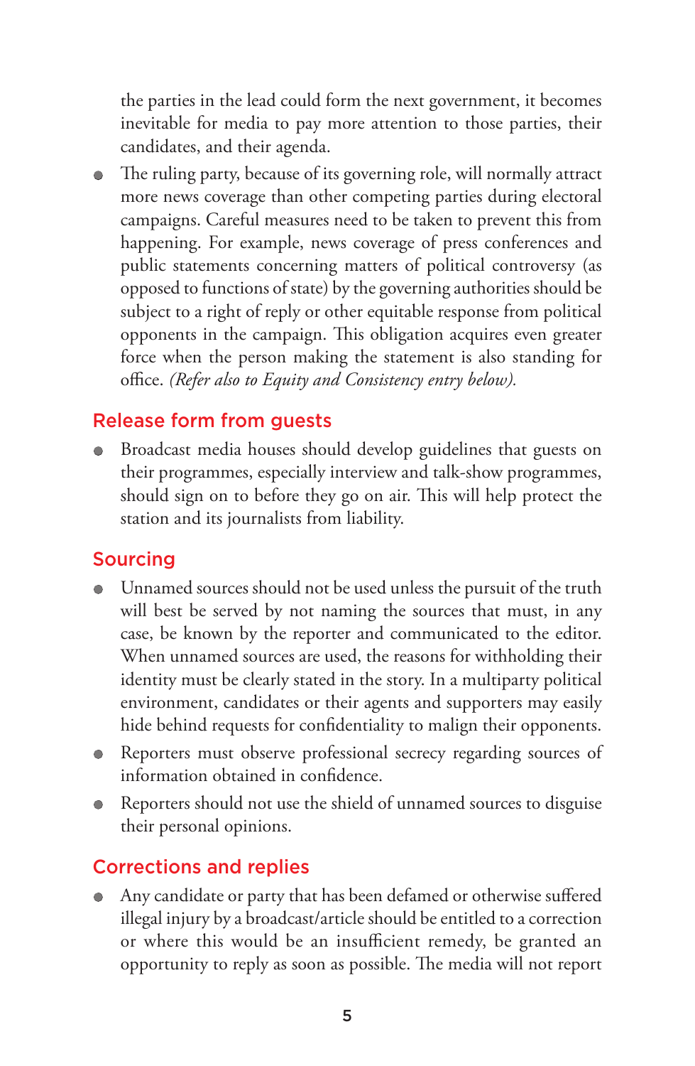the parties in the lead could form the next government, it becomes inevitable for media to pay more attention to those parties, their candidates, and their agenda.

- The ruling party, because of its governing role, will normally attract more news coverage than other competing parties during electoral campaigns. Careful measures need to be taken to prevent this from happening. For example, news coverage of press conferences and public statements concerning matters of political controversy (as opposed to functions of state) by the governing authorities should be subject to a right of reply or other equitable response from political opponents in the campaign. This obligation acquires even greater force when the person making the statement is also standing for office. *(Refer also to Equity and Consistency entry below).*

## Release form from guests

- Broadcast media houses should develop guidelines that guests on their programmes, especially interview and talk-show programmes, should sign on to before they go on air. This will help protect the station and its journalists from liability.

## Sourcing

- Unnamed sources should not be used unless the pursuit of the truth will best be served by not naming the sources that must, in any case, be known by the reporter and communicated to the editor. When unnamed sources are used, the reasons for withholding their identity must be clearly stated in the story. In a multiparty political environment, candidates or their agents and supporters may easily hide behind requests for confidentiality to malign their opponents.
- Reporters must observe professional secrecy regarding sources of information obtained in confidence.
- Reporters should not use the shield of unnamed sources to disguise their personal opinions.

## Corrections and replies

- Any candidate or party that has been defamed or otherwise suffered illegal injury by a broadcast/article should be entitled to a correction or where this would be an insufficient remedy, be granted an opportunity to reply as soon as possible. The media will not report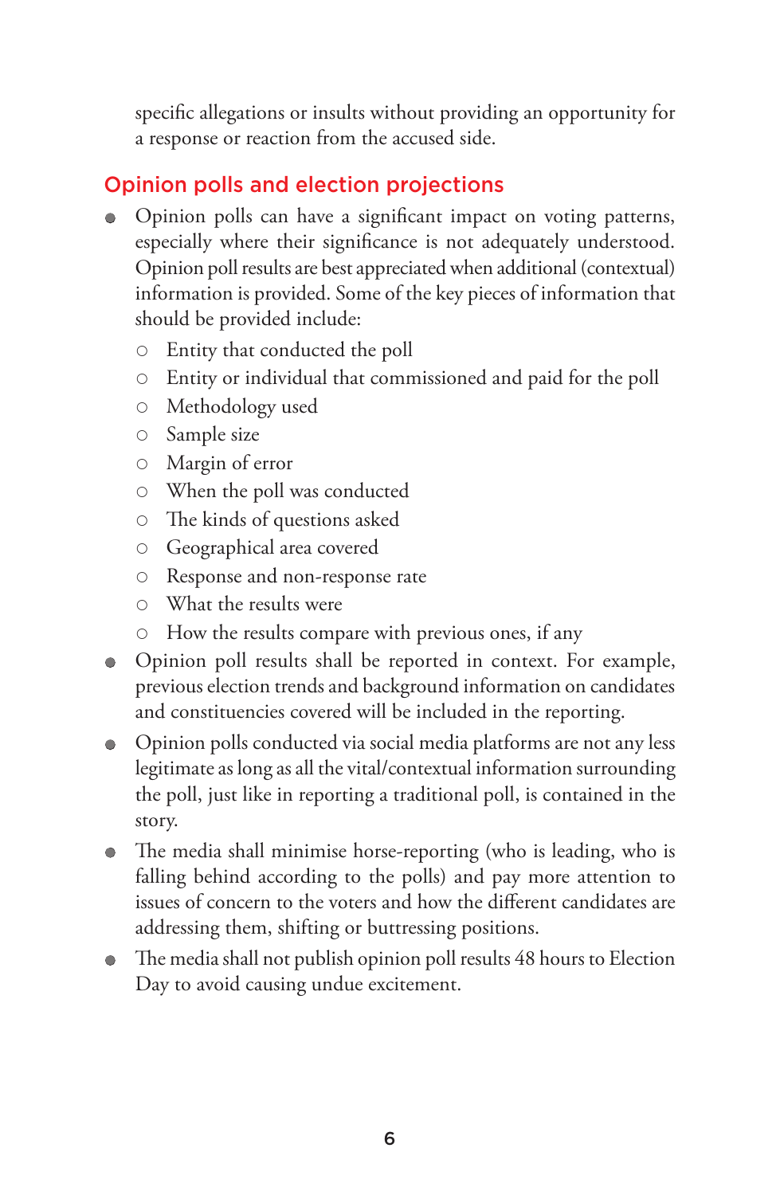specific allegations or insults without providing an opportunity for a response or reaction from the accused side.

## Opinion polls and election projections

- Opinion polls can have a significant impact on voting patterns, especially where their significance is not adequately understood. Opinion poll results are best appreciated when additional (contextual) information is provided. Some of the key pieces of information that should be provided include:
    - Entity that conducted the poll
    - Entity or individual that commissioned and paid for the poll
    - Methodology used
    - Sample size
    - Margin of error
    - When the poll was conducted
    - The kinds of questions asked
    - Geographical area covered
    - Response and non-response rate
    - What the results were
    - How the results compare with previous ones, if any
- Opinion poll results shall be reported in context. For example, previous election trends and background information on candidates and constituencies covered will be included in the reporting.
- Opinion polls conducted via social media platforms are not any less legitimate as long as all the vital/contextual information surrounding the poll, just like in reporting a traditional poll, is contained in the story.
- The media shall minimise horse-reporting (who is leading, who is falling behind according to the polls) and pay more attention to issues of concern to the voters and how the different candidates are addressing them, shifting or buttressing positions.
- The media shall not publish opinion poll results 48 hours to Election Day to avoid causing undue excitement.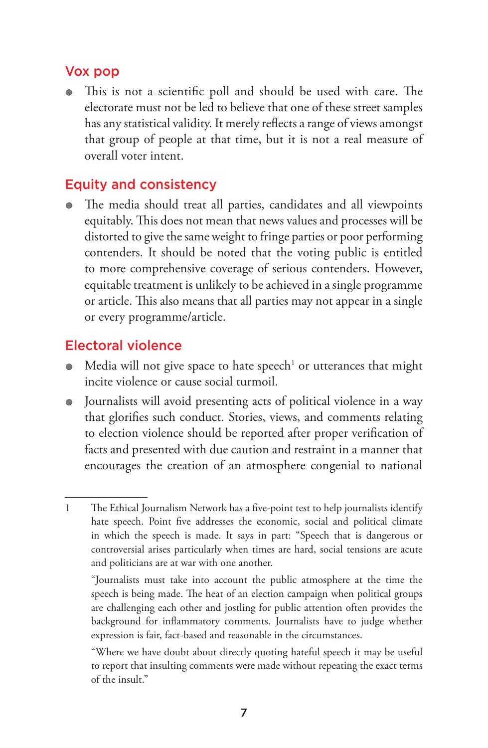## Vox pop

- This is not a scientific poll and should be used with care. The electorate must not be led to believe that one of these street samples has any statistical validity. It merely reflects a range of views amongst that group of people at that time, but it is not a real measure of overall voter intent.

## Equity and consistency

- The media should treat all parties, candidates and all viewpoints equitably. This does not mean that news values and processes will be distorted to give the same weight to fringe parties or poor performing contenders. It should be noted that the voting public is entitled to more comprehensive coverage of serious contenders. However, equitable treatment is unlikely to be achieved in a single programme or article. This also means that all parties may not appear in a single or every programme/article.

## Electoral violence

- Media will not give space to hate speech[1] or utterances that might incite violence or cause social turmoil.
- Journalists will avoid presenting acts of political violence in a way that glorifies such conduct. Stories, views, and comments relating to election violence should be reported after proper verification of facts and presented with due caution and restraint in a manner that encourages the creation of an atmosphere congenial to national

---

1 The Ethical Journalism Network has a five-point test to help journalists identify hate speech. Point five addresses the economic, social and political climate in which the speech is made. It says in part: "Speech that is dangerous or controversial arises particularly when times are hard, social tensions are acute and politicians are at war with one another.

"Journalists must take into account the public atmosphere at the time the speech is being made. The heat of an election campaign when political groups are challenging each other and jostling for public attention often provides the background for inflammatory comments. Journalists have to judge whether expression is fair, fact-based and reasonable in the circumstances.

"Where we have doubt about directly quoting hateful speech it may be useful to report that insulting comments were made without repeating the exact terms of the insult."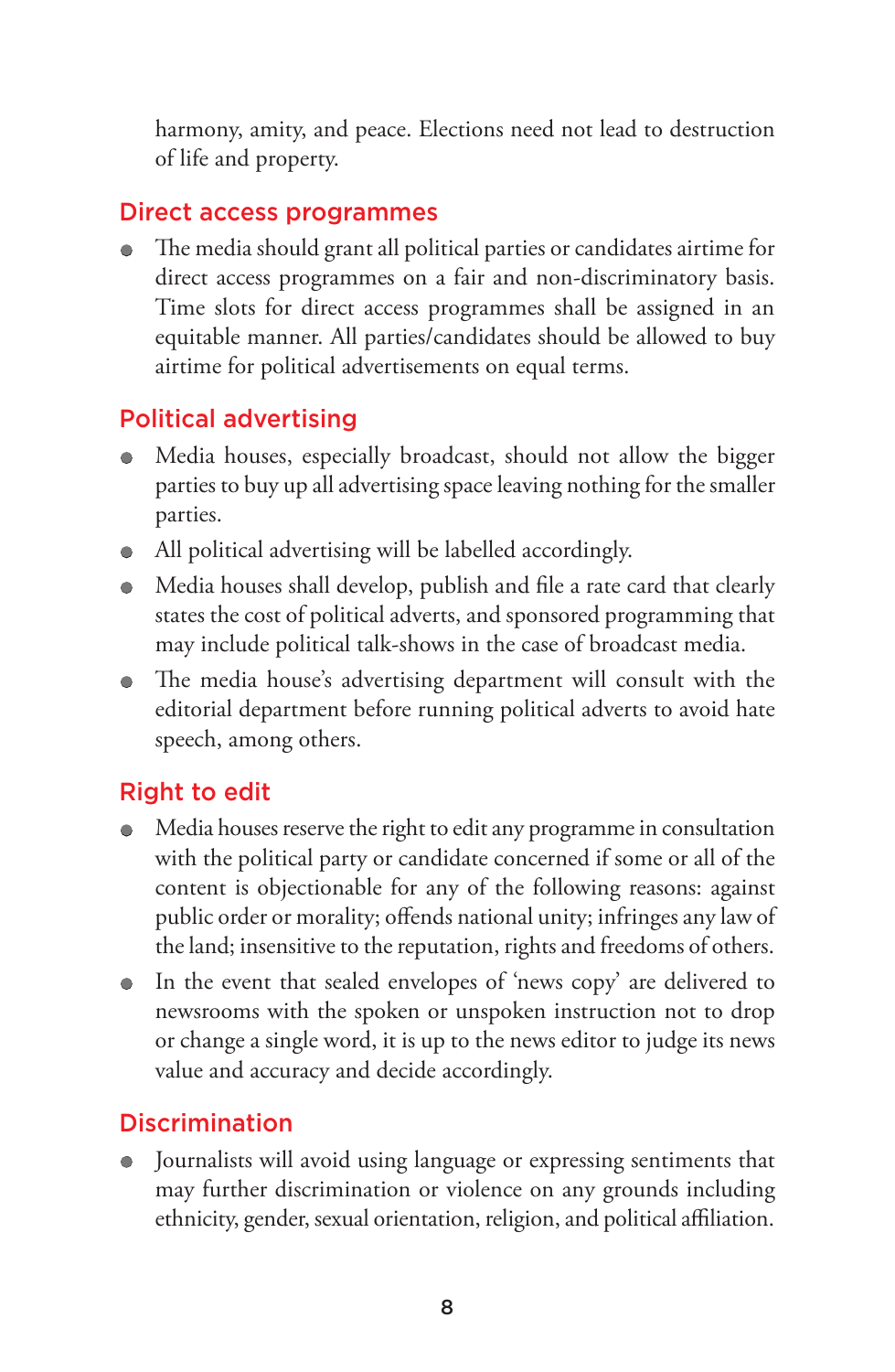harmony, amity, and peace. Elections need not lead to destruction of life and property.

## Direct access programmes

- The media should grant all political parties or candidates airtime for direct access programmes on a fair and non-discriminatory basis. Time slots for direct access programmes shall be assigned in an equitable manner. All parties/candidates should be allowed to buy airtime for political advertisements on equal terms.

## Political advertising

- Media houses, especially broadcast, should not allow the bigger parties to buy up all advertising space leaving nothing for the smaller parties.
- All political advertising will be labelled accordingly.
- Media houses shall develop, publish and file a rate card that clearly states the cost of political adverts, and sponsored programming that may include political talk-shows in the case of broadcast media.
- The media house's advertising department will consult with the editorial department before running political adverts to avoid hate speech, among others.

## Right to edit

- Media houses reserve the right to edit any programme in consultation with the political party or candidate concerned if some or all of the content is objectionable for any of the following reasons: against public order or morality; offends national unity; infringes any law of the land; insensitive to the reputation, rights and freedoms of others.
- In the event that sealed envelopes of 'news copy' are delivered to newsrooms with the spoken or unspoken instruction not to drop or change a single word, it is up to the news editor to judge its news value and accuracy and decide accordingly.

## Discrimination

- Journalists will avoid using language or expressing sentiments that may further discrimination or violence on any grounds including ethnicity, gender, sexual orientation, religion, and political affiliation.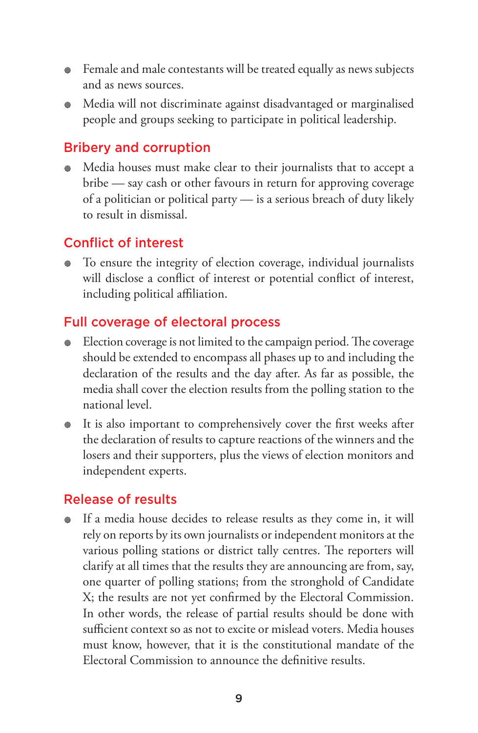- Female and male contestants will be treated equally as news subjects and as news sources.
- Media will not discriminate against disadvantaged or marginalised people and groups seeking to participate in political leadership.

## Bribery and corruption

- Media houses must make clear to their journalists that to accept a bribe — say cash or other favours in return for approving coverage of a politician or political party — is a serious breach of duty likely to result in dismissal.

## Conflict of interest

- To ensure the integrity of election coverage, individual journalists will disclose a conflict of interest or potential conflict of interest, including political affiliation.

## Full coverage of electoral process

- Election coverage is not limited to the campaign period. The coverage should be extended to encompass all phases up to and including the declaration of the results and the day after. As far as possible, the media shall cover the election results from the polling station to the national level.
- It is also important to comprehensively cover the first weeks after the declaration of results to capture reactions of the winners and the losers and their supporters, plus the views of election monitors and independent experts.

## Release of results

- If a media house decides to release results as they come in, it will rely on reports by its own journalists or independent monitors at the various polling stations or district tally centres. The reporters will clarify at all times that the results they are announcing are from, say, one quarter of polling stations; from the stronghold of Candidate X; the results are not yet confirmed by the Electoral Commission. In other words, the release of partial results should be done with sufficient context so as not to excite or mislead voters. Media houses must know, however, that it is the constitutional mandate of the Electoral Commission to announce the definitive results.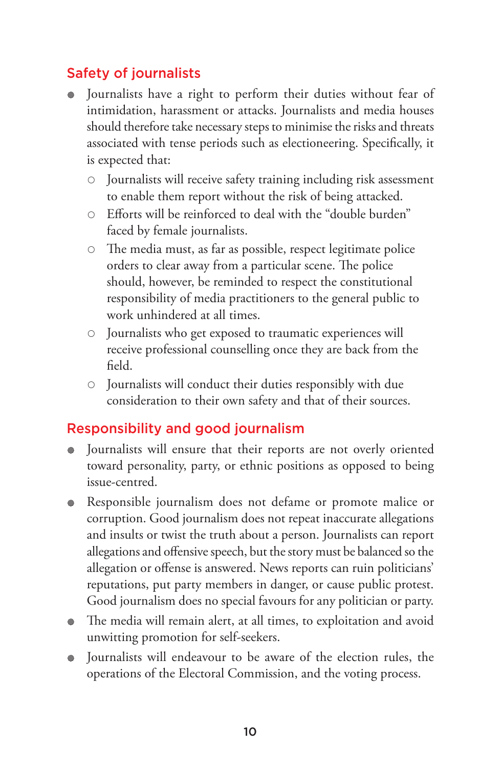## Safety of journalists

- Journalists have a right to perform their duties without fear of intimidation, harassment or attacks. Journalists and media houses should therefore take necessary steps to minimise the risks and threats associated with tense periods such as electioneering. Specifically, it is expected that:
  - Journalists will receive safety training including risk assessment to enable them report without the risk of being attacked.
  - Efforts will be reinforced to deal with the "double burden" faced by female journalists.
  - The media must, as far as possible, respect legitimate police orders to clear away from a particular scene. The police should, however, be reminded to respect the constitutional responsibility of media practitioners to the general public to work unhindered at all times.
  - Journalists who get exposed to traumatic experiences will receive professional counselling once they are back from the field.
  - Journalists will conduct their duties responsibly with due consideration to their own safety and that of their sources.

## Responsibility and good journalism

- Journalists will ensure that their reports are not overly oriented toward personality, party, or ethnic positions as opposed to being issue-centred.
- Responsible journalism does not defame or promote malice or corruption. Good journalism does not repeat inaccurate allegations and insults or twist the truth about a person. Journalists can report allegations and offensive speech, but the story must be balanced so the allegation or offense is answered. News reports can ruin politicians' reputations, put party members in danger, or cause public protest. Good journalism does no special favours for any politician or party.
- The media will remain alert, at all times, to exploitation and avoid unwitting promotion for self-seekers.
- Journalists will endeavour to be aware of the election rules, the operations of the Electoral Commission, and the voting process.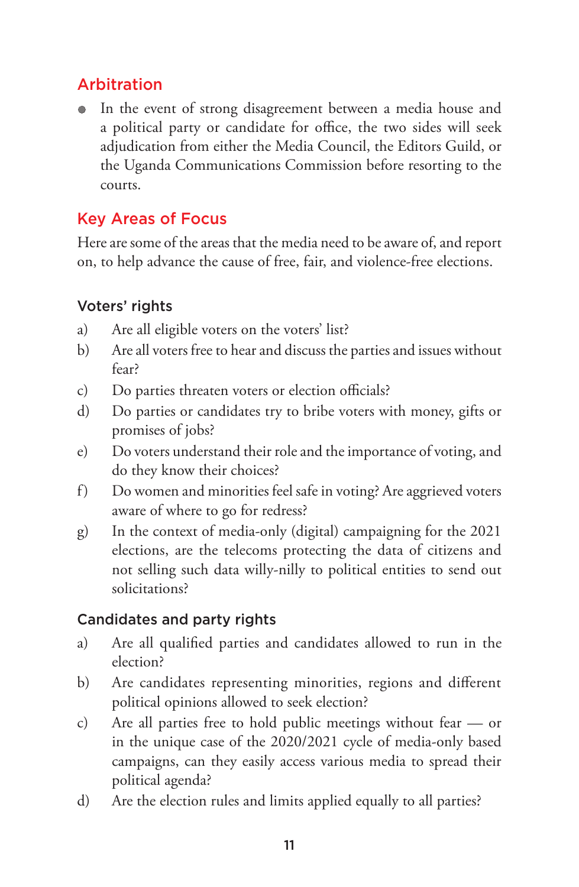## Arbitration

- In the event of strong disagreement between a media house and a political party or candidate for office, the two sides will seek adjudication from either the Media Council, the Editors Guild, or the Uganda Communications Commission before resorting to the courts.

## Key Areas of Focus

Here are some of the areas that the media need to be aware of, and report on, to help advance the cause of free, fair, and violence-free elections.

### Voters' rights

a) Are all eligible voters on the voters' list?

b) Are all voters free to hear and discuss the parties and issues without fear?

c) Do parties threaten voters or election officials?

d) Do parties or candidates try to bribe voters with money, gifts or promises of jobs?

e) Do voters understand their role and the importance of voting, and do they know their choices?

f) Do women and minorities feel safe in voting? Are aggrieved voters aware of where to go for redress?

g) In the context of media-only (digital) campaigning for the 2021 elections, are the telecoms protecting the data of citizens and not selling such data willy-nilly to political entities to send out solicitations?

### Candidates and party rights

a) Are all qualified parties and candidates allowed to run in the election?

b) Are candidates representing minorities, regions and different political opinions allowed to seek election?

c) Are all parties free to hold public meetings without fear — or in the unique case of the 2020/2021 cycle of media-only based campaigns, can they easily access various media to spread their political agenda?

d) Are the election rules and limits applied equally to all parties?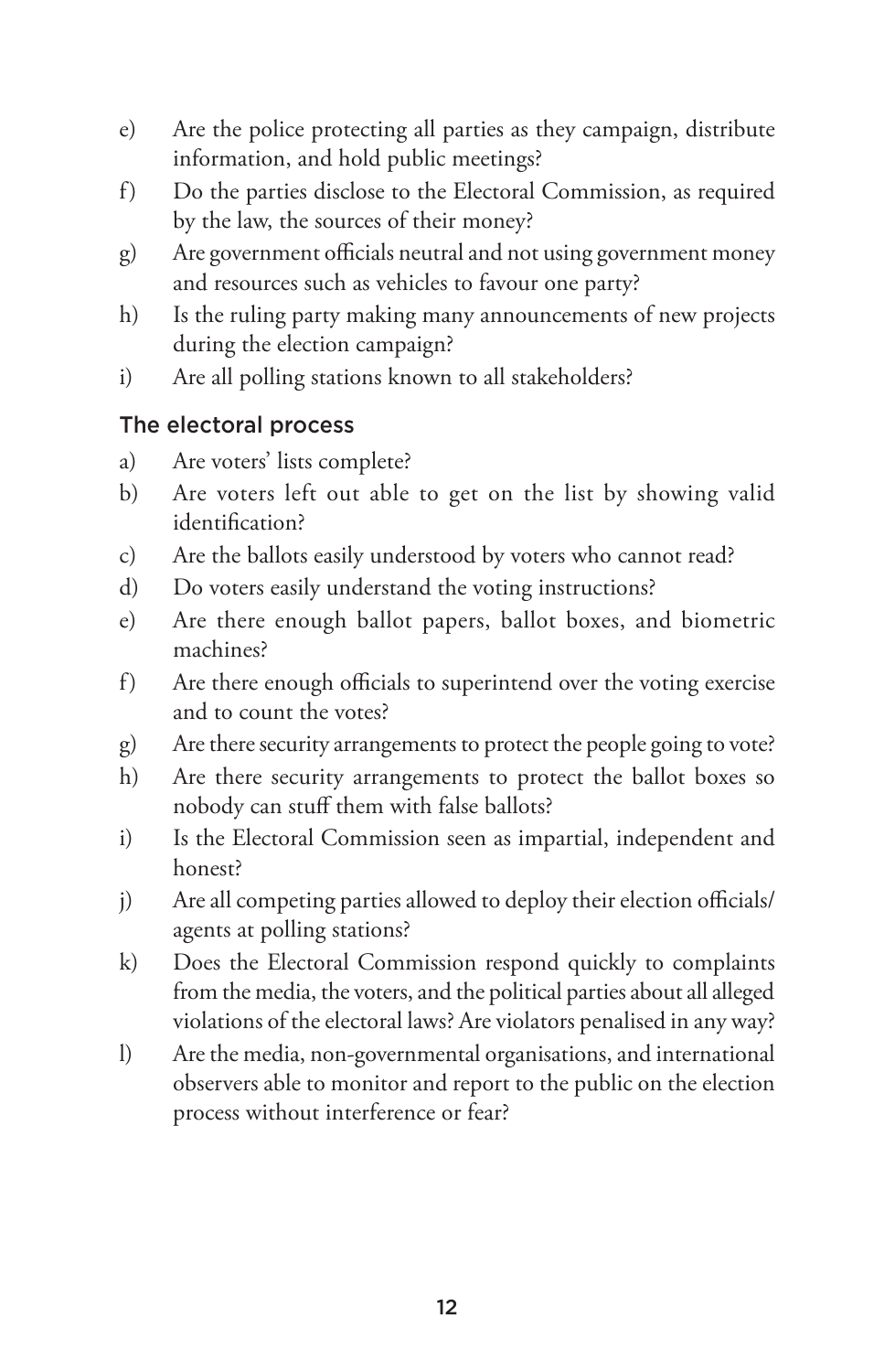e) Are the police protecting all parties as they campaign, distribute information, and hold public meetings?

f) Do the parties disclose to the Electoral Commission, as required by the law, the sources of their money?

g) Are government officials neutral and not using government money and resources such as vehicles to favour one party?

h) Is the ruling party making many announcements of new projects during the election campaign?

i) Are all polling stations known to all stakeholders?

### The electoral process

a) Are voters' lists complete?

b) Are voters left out able to get on the list by showing valid identification?

c) Are the ballots easily understood by voters who cannot read?

d) Do voters easily understand the voting instructions?

e) Are there enough ballot papers, ballot boxes, and biometric machines?

f) Are there enough officials to superintend over the voting exercise and to count the votes?

g) Are there security arrangements to protect the people going to vote?

h) Are there security arrangements to protect the ballot boxes so nobody can stuff them with false ballots?

i) Is the Electoral Commission seen as impartial, independent and honest?

j) Are all competing parties allowed to deploy their election officials/agents at polling stations?

k) Does the Electoral Commission respond quickly to complaints from the media, the voters, and the political parties about all alleged violations of the electoral laws? Are violators penalised in any way?

l) Are the media, non-governmental organisations, and international observers able to monitor and report to the public on the election process without interference or fear?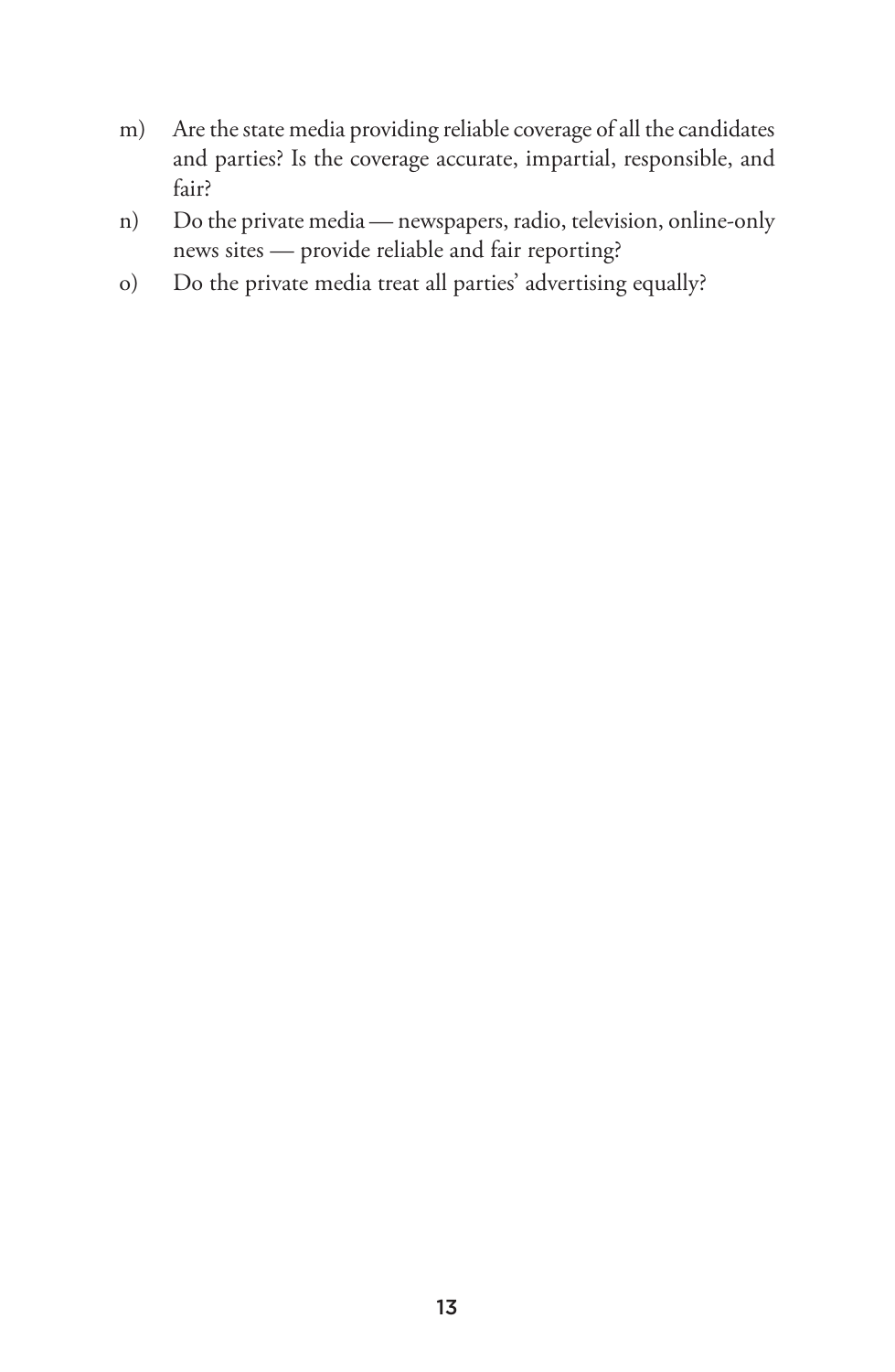m) Are the state media providing reliable coverage of all the candidates and parties? Is the coverage accurate, impartial, responsible, and fair?

n) Do the private media — newspapers, radio, television, online-only news sites — provide reliable and fair reporting?

o) Do the private media treat all parties' advertising equally?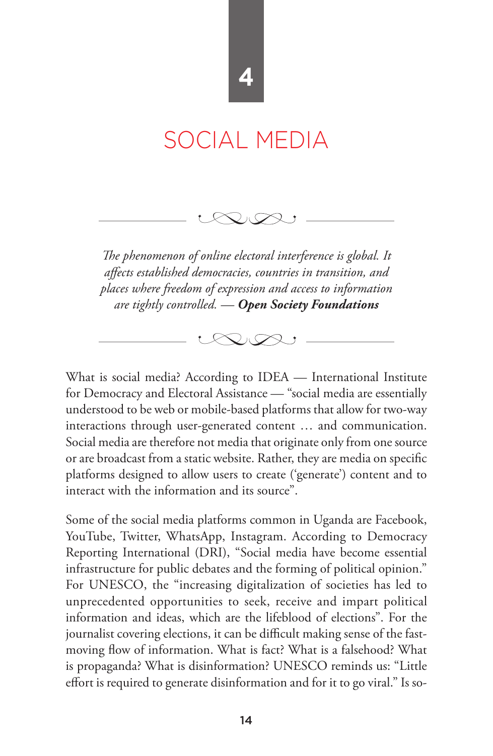# 4

# SOCIAL MEDIA

*The phenomenon of online electoral interference is global. It affects established democracies, countries in transition, and places where freedom of expression and access to information are tightly controlled.* — ***Open Society Foundations***

What is social media? According to IDEA — International Institute for Democracy and Electoral Assistance — "social media are essentially understood to be web or mobile-based platforms that allow for two-way interactions through user-generated content … and communication. Social media are therefore not media that originate only from one source or are broadcast from a static website. Rather, they are media on specific platforms designed to allow users to create ('generate') content and to interact with the information and its source".

Some of the social media platforms common in Uganda are Facebook, YouTube, Twitter, WhatsApp, Instagram. According to Democracy Reporting International (DRI), "Social media have become essential infrastructure for public debates and the forming of political opinion." For UNESCO, the "increasing digitalization of societies has led to unprecedented opportunities to seek, receive and impart political information and ideas, which are the lifeblood of elections". For the journalist covering elections, it can be difficult making sense of the fast-moving flow of information. What is fact? What is a falsehood? What is propaganda? What is disinformation? UNESCO reminds us: "Little effort is required to generate disinformation and for it to go viral." Is so-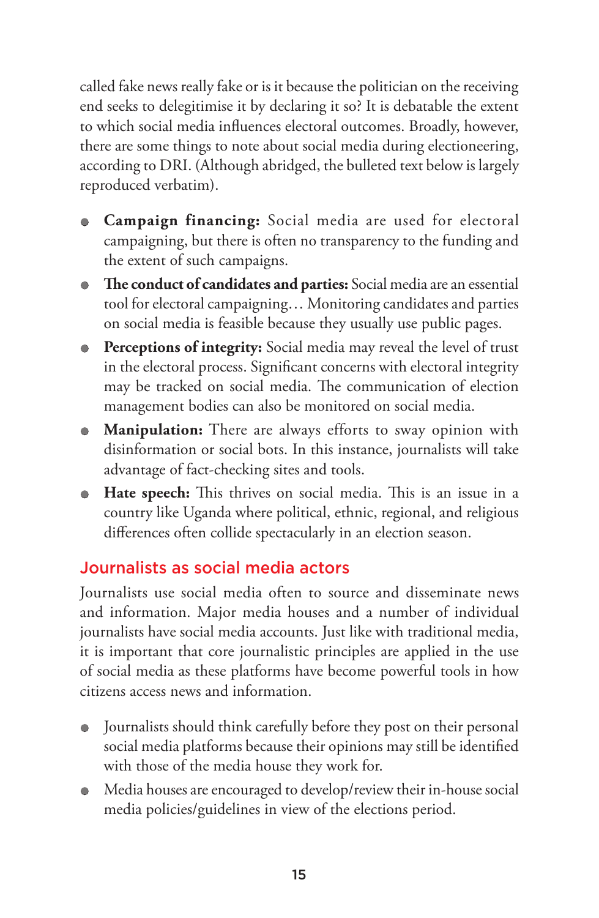called fake news really fake or is it because the politician on the receiving end seeks to delegitimise it by declaring it so? It is debatable the extent to which social media influences electoral outcomes. Broadly, however, there are some things to note about social media during electioneering, according to DRI. (Although abridged, the bulleted text below is largely reproduced verbatim).

- **Campaign financing:** Social media are used for electoral campaigning, but there is often no transparency to the funding and the extent of such campaigns.
- **The conduct of candidates and parties:** Social media are an essential tool for electoral campaigning… Monitoring candidates and parties on social media is feasible because they usually use public pages.
- **Perceptions of integrity:** Social media may reveal the level of trust in the electoral process. Significant concerns with electoral integrity may be tracked on social media. The communication of election management bodies can also be monitored on social media.
- **Manipulation:** There are always efforts to sway opinion with disinformation or social bots. In this instance, journalists will take advantage of fact-checking sites and tools.
- **Hate speech:** This thrives on social media. This is an issue in a country like Uganda where political, ethnic, regional, and religious differences often collide spectacularly in an election season.

## Journalists as social media actors

Journalists use social media often to source and disseminate news and information. Major media houses and a number of individual journalists have social media accounts. Just like with traditional media, it is important that core journalistic principles are applied in the use of social media as these platforms have become powerful tools in how citizens access news and information.

- Journalists should think carefully before they post on their personal social media platforms because their opinions may still be identified with those of the media house they work for.
- Media houses are encouraged to develop/review their in-house social media policies/guidelines in view of the elections period.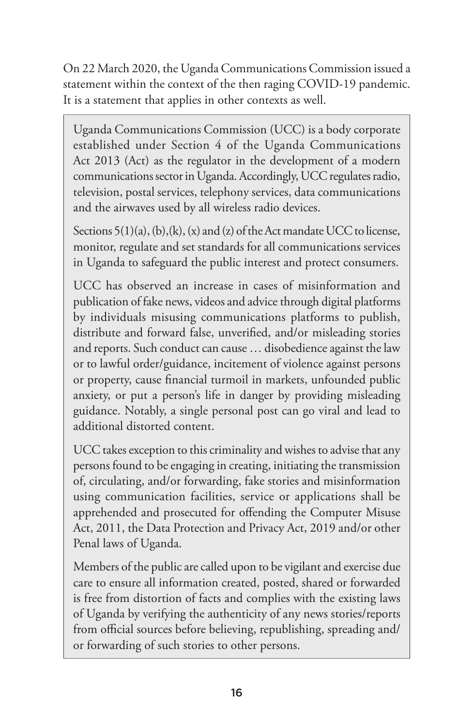On 22 March 2020, the Uganda Communications Commission issued a statement within the context of the then raging COVID-19 pandemic. It is a statement that applies in other contexts as well.

> Uganda Communications Commission (UCC) is a body corporate established under Section 4 of the Uganda Communications Act 2013 (Act) as the regulator in the development of a modern communications sector in Uganda. Accordingly, UCC regulates radio, television, postal services, telephony services, data communications and the airwaves used by all wireless radio devices.
>
> Sections 5(1)(a), (b),(k), (x) and (z) of the Act mandate UCC to license, monitor, regulate and set standards for all communications services in Uganda to safeguard the public interest and protect consumers.
>
> UCC has observed an increase in cases of misinformation and publication of fake news, videos and advice through digital platforms by individuals misusing communications platforms to publish, distribute and forward false, unverified, and/or misleading stories and reports. Such conduct can cause … disobedience against the law or to lawful order/guidance, incitement of violence against persons or property, cause financial turmoil in markets, unfounded public anxiety, or put a person's life in danger by providing misleading guidance. Notably, a single personal post can go viral and lead to additional distorted content.
>
> UCC takes exception to this criminality and wishes to advise that any persons found to be engaging in creating, initiating the transmission of, circulating, and/or forwarding, fake stories and misinformation using communication facilities, service or applications shall be apprehended and prosecuted for offending the Computer Misuse Act, 2011, the Data Protection and Privacy Act, 2019 and/or other Penal laws of Uganda.
>
> Members of the public are called upon to be vigilant and exercise due care to ensure all information created, posted, shared or forwarded is free from distortion of facts and complies with the existing laws of Uganda by verifying the authenticity of any news stories/reports from official sources before believing, republishing, spreading and/or forwarding of such stories to other persons.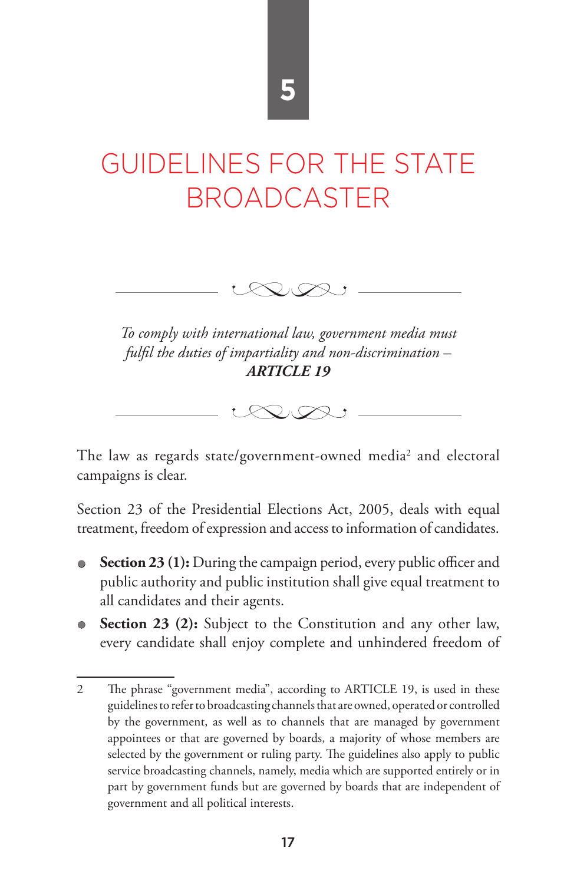# 5

# GUIDELINES FOR THE STATE BROADCASTER

*To comply with international law, government media must fulfil the duties of impartiality and non-discrimination –* ***ARTICLE 19***

The law as regards state/government-owned media[2] and electoral campaigns is clear.

Section 23 of the Presidential Elections Act, 2005, deals with equal treatment, freedom of expression and access to information of candidates.

- **Section 23 (1):** During the campaign period, every public officer and public authority and public institution shall give equal treatment to all candidates and their agents.
- **Section 23 (2):** Subject to the Constitution and any other law, every candidate shall enjoy complete and unhindered freedom of

---

2 The phrase "government media", according to ARTICLE 19, is used in these guidelines to refer to broadcasting channels that are owned, operated or controlled by the government, as well as to channels that are managed by government appointees or that are governed by boards, a majority of whose members are selected by the government or ruling party. The guidelines also apply to public service broadcasting channels, namely, media which are supported entirely or in part by government funds but are governed by boards that are independent of government and all political interests.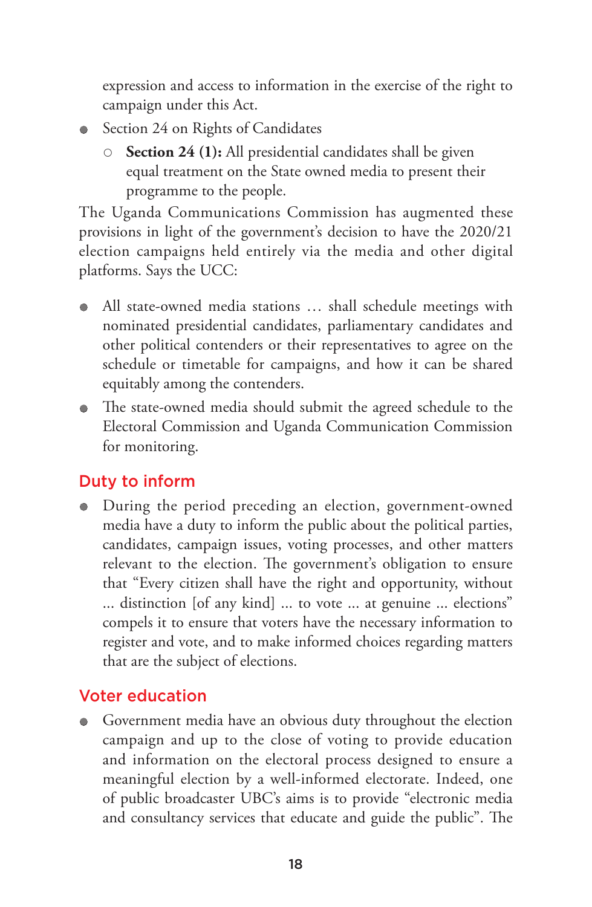expression and access to information in the exercise of the right to campaign under this Act.

- Section 24 on Rights of Candidates
    - **Section 24 (1):** All presidential candidates shall be given equal treatment on the State owned media to present their programme to the people.

The Uganda Communications Commission has augmented these provisions in light of the government's decision to have the 2020/21 election campaigns held entirely via the media and other digital platforms. Says the UCC:

- All state-owned media stations … shall schedule meetings with nominated presidential candidates, parliamentary candidates and other political contenders or their representatives to agree on the schedule or timetable for campaigns, and how it can be shared equitably among the contenders.
- The state-owned media should submit the agreed schedule to the Electoral Commission and Uganda Communication Commission for monitoring.

## Duty to inform

- During the period preceding an election, government-owned media have a duty to inform the public about the political parties, candidates, campaign issues, voting processes, and other matters relevant to the election. The government's obligation to ensure that "Every citizen shall have the right and opportunity, without ... distinction [of any kind] ... to vote ... at genuine ... elections" compels it to ensure that voters have the necessary information to register and vote, and to make informed choices regarding matters that are the subject of elections.

## Voter education

- Government media have an obvious duty throughout the election campaign and up to the close of voting to provide education and information on the electoral process designed to ensure a meaningful election by a well-informed electorate. Indeed, one of public broadcaster UBC's aims is to provide "electronic media and consultancy services that educate and guide the public". The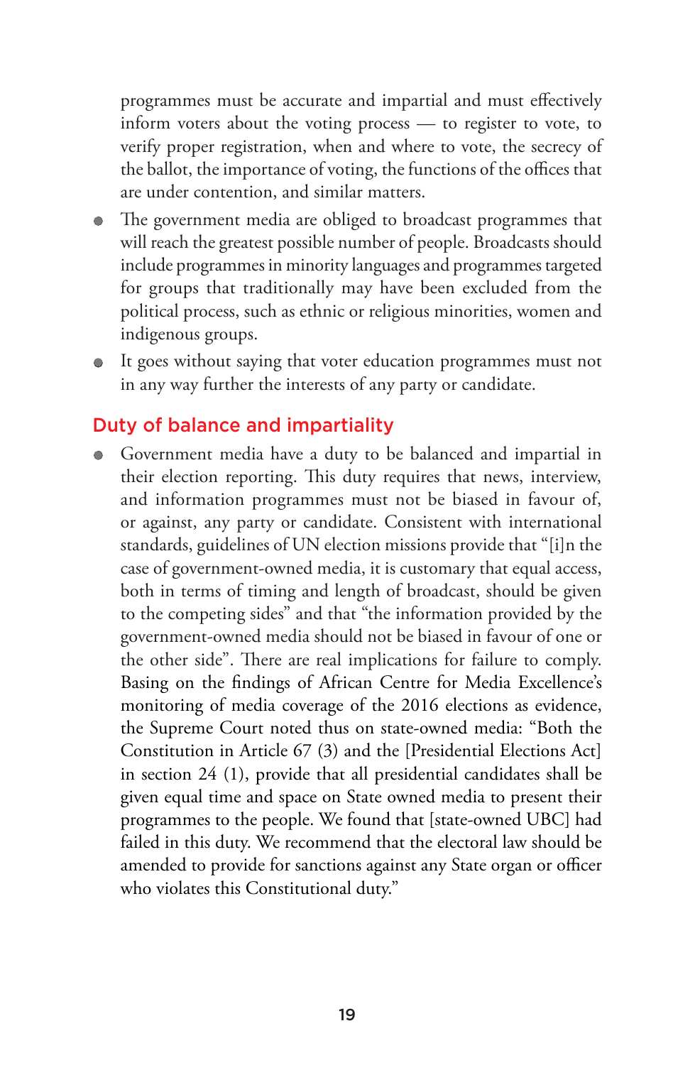programmes must be accurate and impartial and must effectively inform voters about the voting process — to register to vote, to verify proper registration, when and where to vote, the secrecy of the ballot, the importance of voting, the functions of the offices that are under contention, and similar matters.

- The government media are obliged to broadcast programmes that will reach the greatest possible number of people. Broadcasts should include programmes in minority languages and programmes targeted for groups that traditionally may have been excluded from the political process, such as ethnic or religious minorities, women and indigenous groups.
- It goes without saying that voter education programmes must not in any way further the interests of any party or candidate.

## Duty of balance and impartiality

- Government media have a duty to be balanced and impartial in their election reporting. This duty requires that news, interview, and information programmes must not be biased in favour of, or against, any party or candidate. Consistent with international standards, guidelines of UN election missions provide that "[i]n the case of government-owned media, it is customary that equal access, both in terms of timing and length of broadcast, should be given to the competing sides" and that "the information provided by the government-owned media should not be biased in favour of one or the other side". There are real implications for failure to comply. Basing on the findings of African Centre for Media Excellence's monitoring of media coverage of the 2016 elections as evidence, the Supreme Court noted thus on state-owned media: "Both the Constitution in Article 67 (3) and the [Presidential Elections Act] in section 24 (1), provide that all presidential candidates shall be given equal time and space on State owned media to present their programmes to the people. We found that [state-owned UBC] had failed in this duty. We recommend that the electoral law should be amended to provide for sanctions against any State organ or officer who violates this Constitutional duty."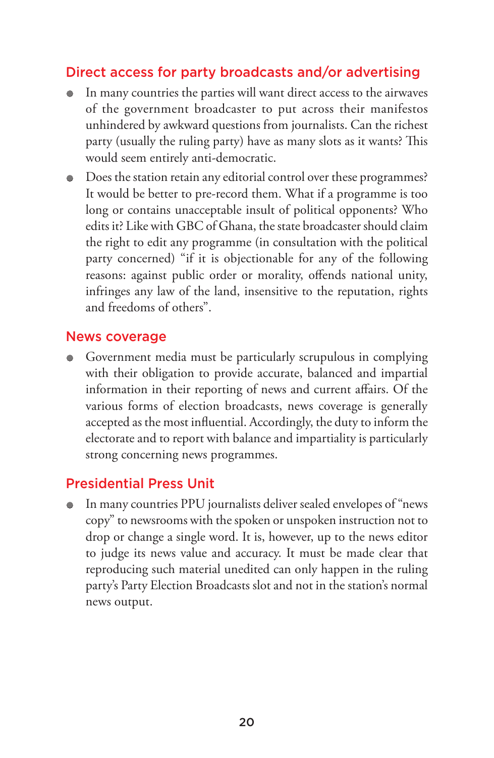## Direct access for party broadcasts and/or advertising

- In many countries the parties will want direct access to the airwaves of the government broadcaster to put across their manifestos unhindered by awkward questions from journalists. Can the richest party (usually the ruling party) have as many slots as it wants? This would seem entirely anti-democratic.
- Does the station retain any editorial control over these programmes? It would be better to pre-record them. What if a programme is too long or contains unacceptable insult of political opponents? Who edits it? Like with GBC of Ghana, the state broadcaster should claim the right to edit any programme (in consultation with the political party concerned) "if it is objectionable for any of the following reasons: against public order or morality, offends national unity, infringes any law of the land, insensitive to the reputation, rights and freedoms of others".

## News coverage

- Government media must be particularly scrupulous in complying with their obligation to provide accurate, balanced and impartial information in their reporting of news and current affairs. Of the various forms of election broadcasts, news coverage is generally accepted as the most influential. Accordingly, the duty to inform the electorate and to report with balance and impartiality is particularly strong concerning news programmes.

## Presidential Press Unit

- In many countries PPU journalists deliver sealed envelopes of "news copy" to newsrooms with the spoken or unspoken instruction not to drop or change a single word. It is, however, up to the news editor to judge its news value and accuracy. It must be made clear that reproducing such material unedited can only happen in the ruling party's Party Election Broadcasts slot and not in the station's normal news output.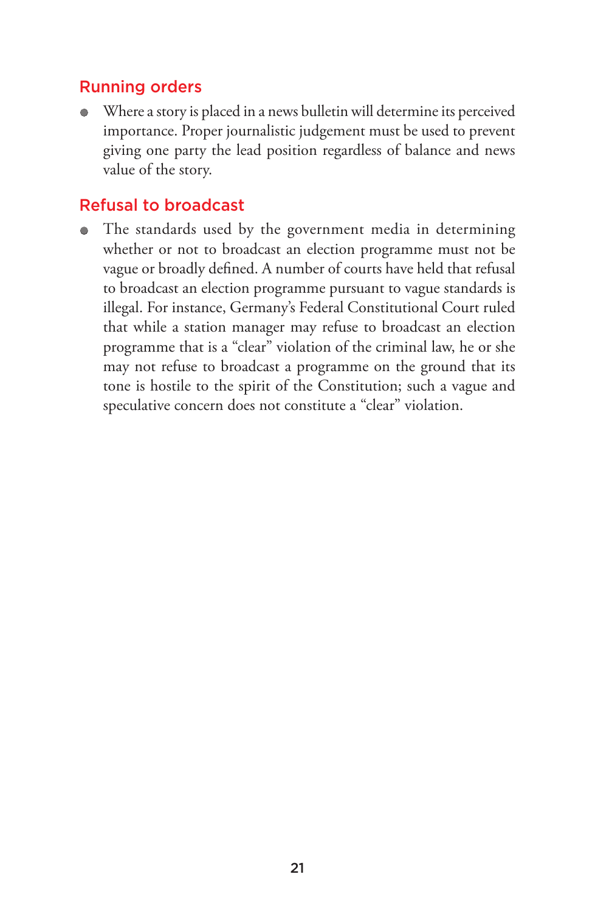## Running orders

- Where a story is placed in a news bulletin will determine its perceived importance. Proper journalistic judgement must be used to prevent giving one party the lead position regardless of balance and news value of the story.

## Refusal to broadcast

- The standards used by the government media in determining whether or not to broadcast an election programme must not be vague or broadly defined. A number of courts have held that refusal to broadcast an election programme pursuant to vague standards is illegal. For instance, Germany's Federal Constitutional Court ruled that while a station manager may refuse to broadcast an election programme that is a "clear" violation of the criminal law, he or she may not refuse to broadcast a programme on the ground that its tone is hostile to the spirit of the Constitution; such a vague and speculative concern does not constitute a "clear" violation.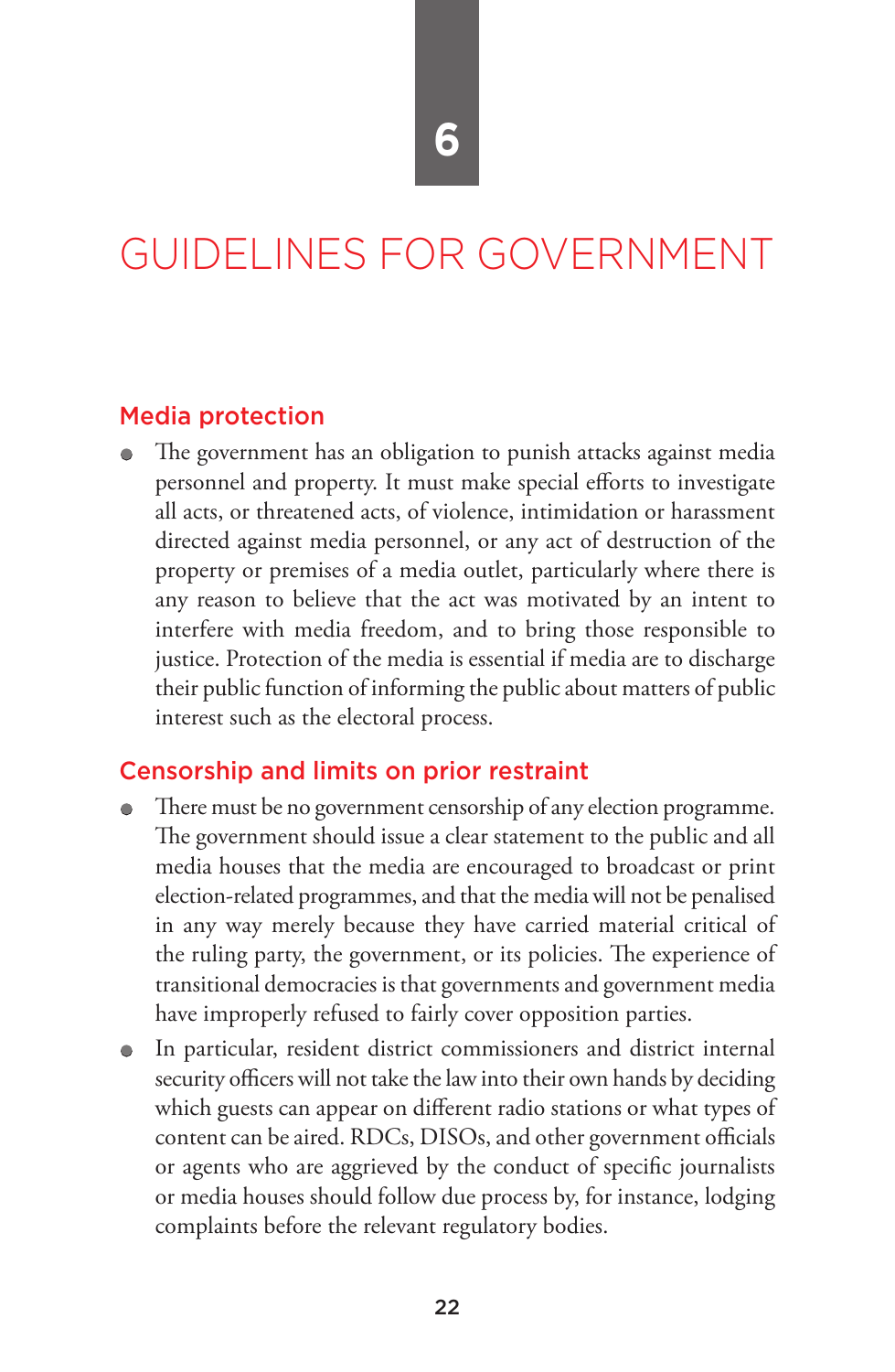# 6

# GUIDELINES FOR GOVERNMENT

## Media protection

- The government has an obligation to punish attacks against media personnel and property. It must make special efforts to investigate all acts, or threatened acts, of violence, intimidation or harassment directed against media personnel, or any act of destruction of the property or premises of a media outlet, particularly where there is any reason to believe that the act was motivated by an intent to interfere with media freedom, and to bring those responsible to justice. Protection of the media is essential if media are to discharge their public function of informing the public about matters of public interest such as the electoral process.

## Censorship and limits on prior restraint

- There must be no government censorship of any election programme. The government should issue a clear statement to the public and all media houses that the media are encouraged to broadcast or print election-related programmes, and that the media will not be penalised in any way merely because they have carried material critical of the ruling party, the government, or its policies. The experience of transitional democracies is that governments and government media have improperly refused to fairly cover opposition parties.
- In particular, resident district commissioners and district internal security officers will not take the law into their own hands by deciding which guests can appear on different radio stations or what types of content can be aired. RDCs, DISOs, and other government officials or agents who are aggrieved by the conduct of specific journalists or media houses should follow due process by, for instance, lodging complaints before the relevant regulatory bodies.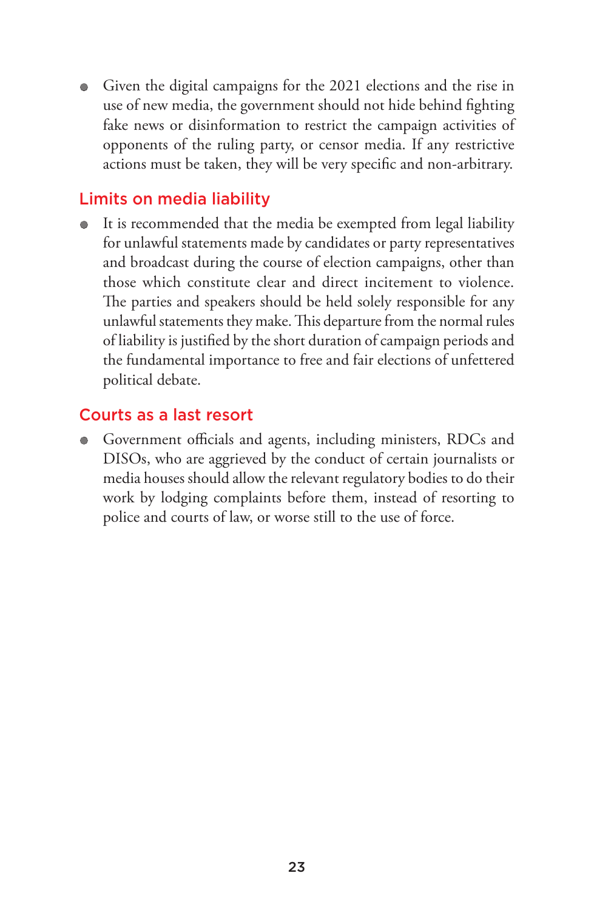- Given the digital campaigns for the 2021 elections and the rise in use of new media, the government should not hide behind fighting fake news or disinformation to restrict the campaign activities of opponents of the ruling party, or censor media. If any restrictive actions must be taken, they will be very specific and non-arbitrary.

## Limits on media liability

- It is recommended that the media be exempted from legal liability for unlawful statements made by candidates or party representatives and broadcast during the course of election campaigns, other than those which constitute clear and direct incitement to violence. The parties and speakers should be held solely responsible for any unlawful statements they make. This departure from the normal rules of liability is justified by the short duration of campaign periods and the fundamental importance to free and fair elections of unfettered political debate.

## Courts as a last resort

- Government officials and agents, including ministers, RDCs and DISOs, who are aggrieved by the conduct of certain journalists or media houses should allow the relevant regulatory bodies to do their work by lodging complaints before them, instead of resorting to police and courts of law, or worse still to the use of force.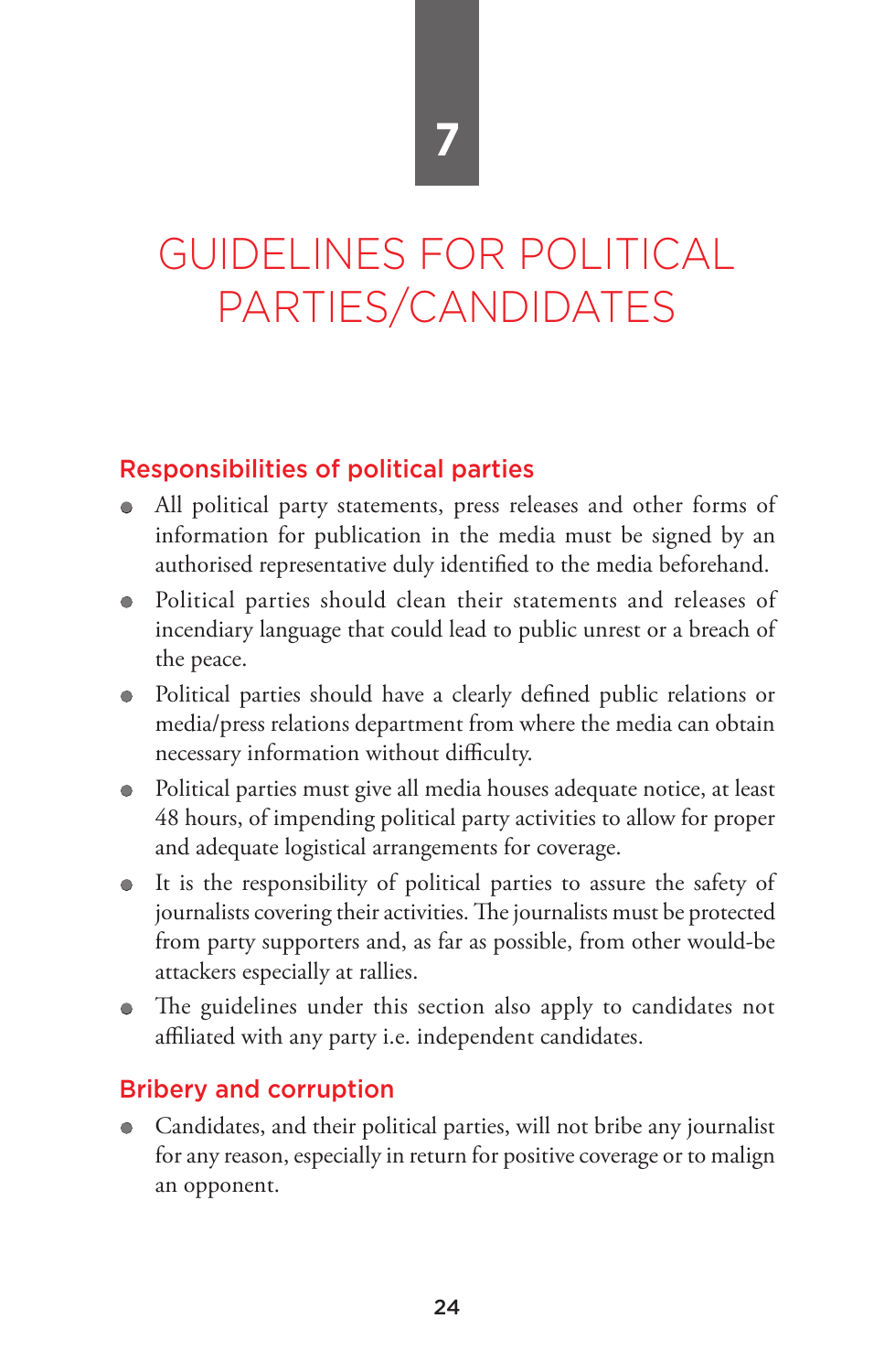# 7

# GUIDELINES FOR POLITICAL PARTIES/CANDIDATES

## Responsibilities of political parties

- All political party statements, press releases and other forms of information for publication in the media must be signed by an authorised representative duly identified to the media beforehand.
- Political parties should clean their statements and releases of incendiary language that could lead to public unrest or a breach of the peace.
- Political parties should have a clearly defined public relations or media/press relations department from where the media can obtain necessary information without difficulty.
- Political parties must give all media houses adequate notice, at least 48 hours, of impending political party activities to allow for proper and adequate logistical arrangements for coverage.
- It is the responsibility of political parties to assure the safety of journalists covering their activities. The journalists must be protected from party supporters and, as far as possible, from other would-be attackers especially at rallies.
- The guidelines under this section also apply to candidates not affiliated with any party i.e. independent candidates.

## Bribery and corruption

- Candidates, and their political parties, will not bribe any journalist for any reason, especially in return for positive coverage or to malign an opponent.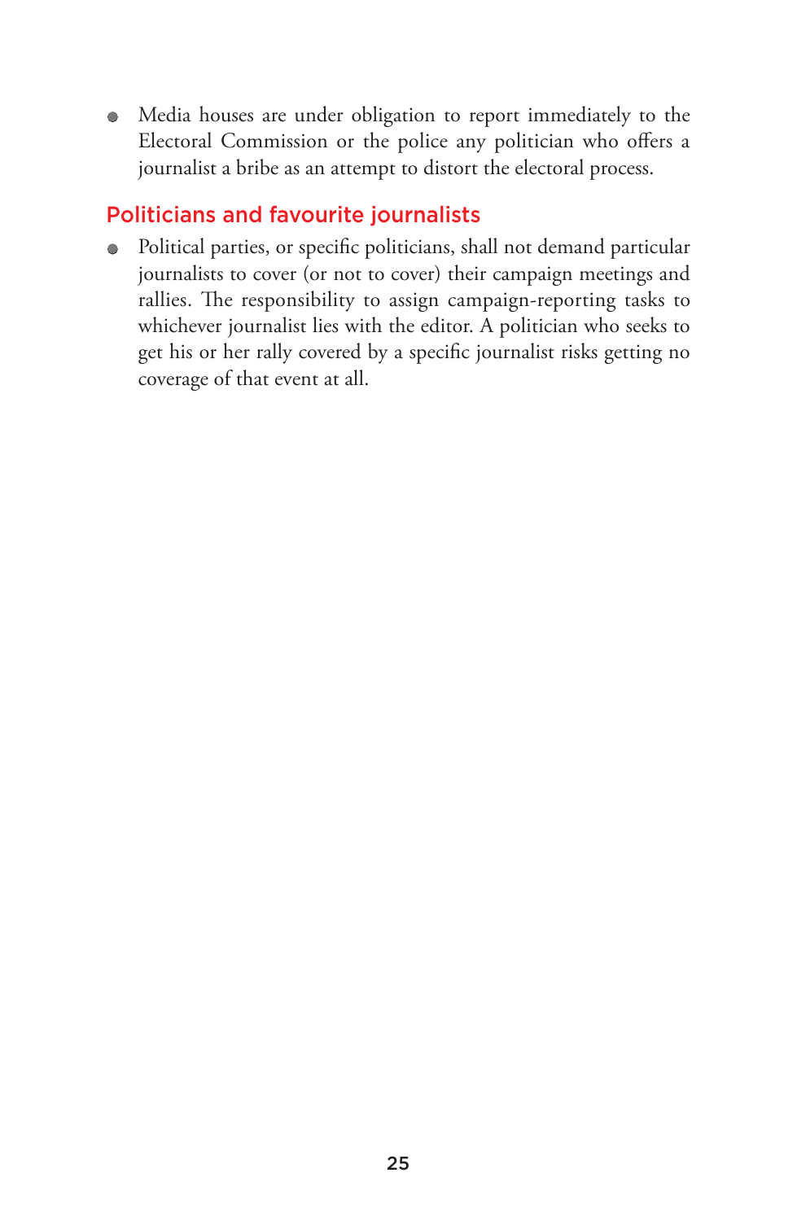- Media houses are under obligation to report immediately to the Electoral Commission or the police any politician who offers a journalist a bribe as an attempt to distort the electoral process.

## Politicians and favourite journalists

- Political parties, or specific politicians, shall not demand particular journalists to cover (or not to cover) their campaign meetings and rallies. The responsibility to assign campaign-reporting tasks to whichever journalist lies with the editor. A politician who seeks to get his or her rally covered by a specific journalist risks getting no coverage of that event at all.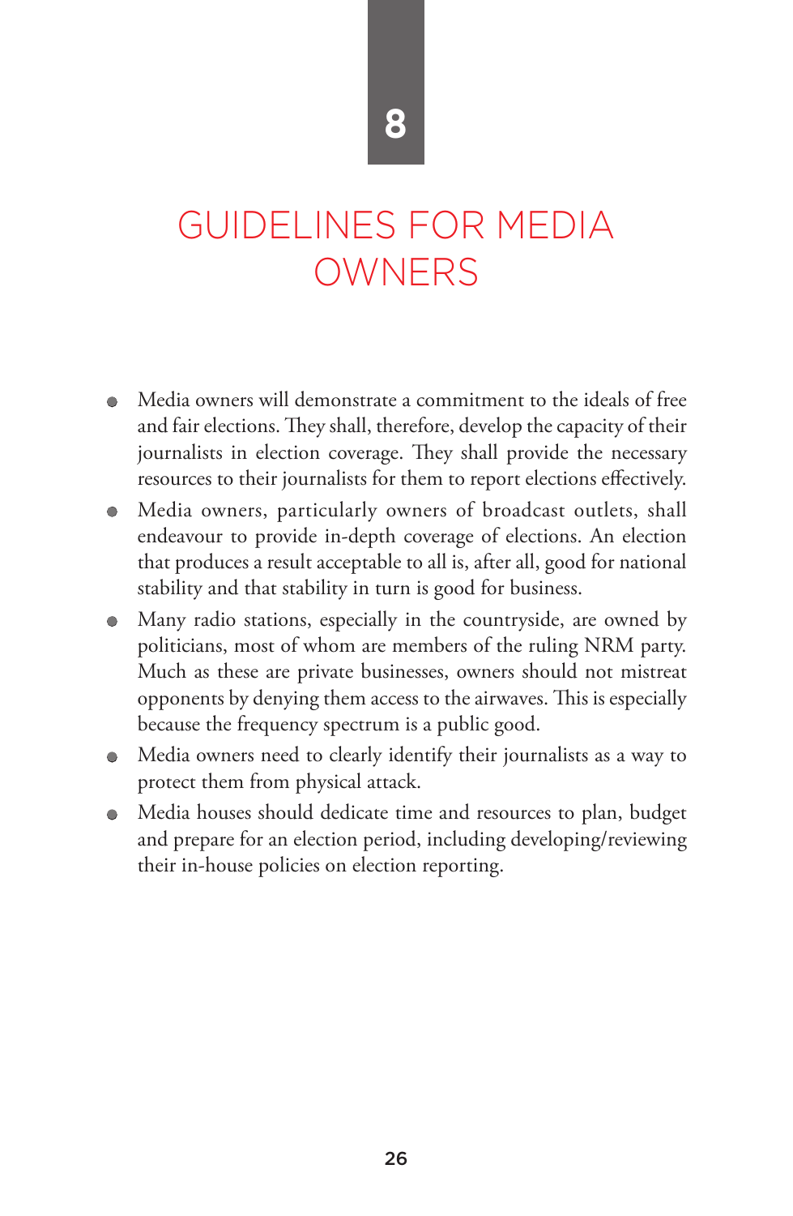# 8

# GUIDELINES FOR MEDIA OWNERS

- Media owners will demonstrate a commitment to the ideals of free and fair elections. They shall, therefore, develop the capacity of their journalists in election coverage. They shall provide the necessary resources to their journalists for them to report elections effectively.
- Media owners, particularly owners of broadcast outlets, shall endeavour to provide in-depth coverage of elections. An election that produces a result acceptable to all is, after all, good for national stability and that stability in turn is good for business.
- Many radio stations, especially in the countryside, are owned by politicians, most of whom are members of the ruling NRM party. Much as these are private businesses, owners should not mistreat opponents by denying them access to the airwaves. This is especially because the frequency spectrum is a public good.
- Media owners need to clearly identify their journalists as a way to protect them from physical attack.
- Media houses should dedicate time and resources to plan, budget and prepare for an election period, including developing/reviewing their in-house policies on election reporting.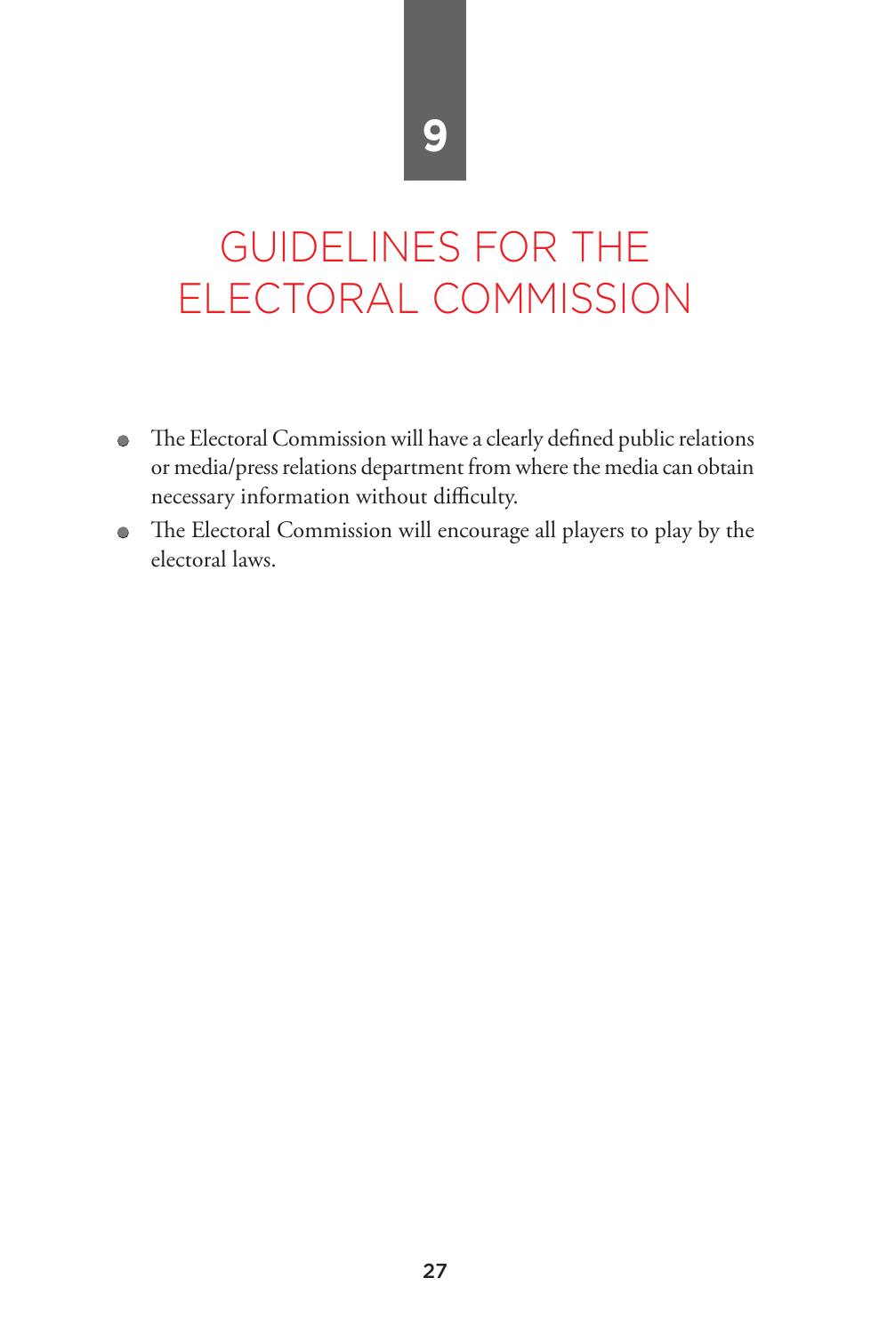# 9

# GUIDELINES FOR THE ELECTORAL COMMISSION

- The Electoral Commission will have a clearly defined public relations or media/press relations department from where the media can obtain necessary information without difficulty.
- The Electoral Commission will encourage all players to play by the electoral laws.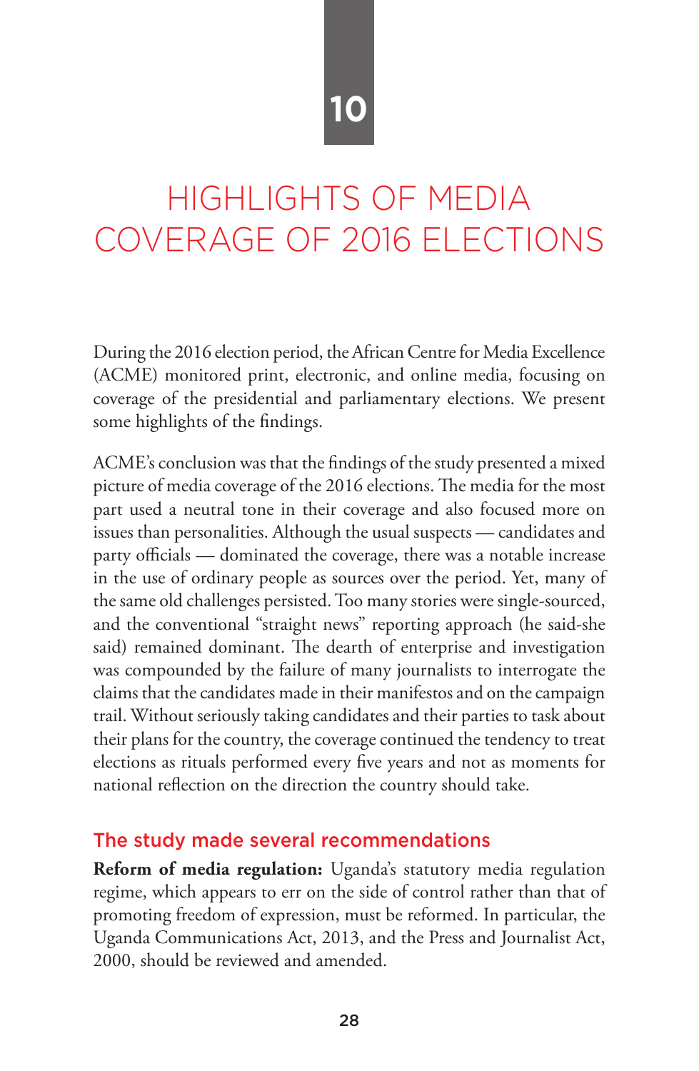# 10

# HIGHLIGHTS OF MEDIA COVERAGE OF 2016 ELECTIONS

During the 2016 election period, the African Centre for Media Excellence (ACME) monitored print, electronic, and online media, focusing on coverage of the presidential and parliamentary elections. We present some highlights of the findings.

ACME's conclusion was that the findings of the study presented a mixed picture of media coverage of the 2016 elections. The media for the most part used a neutral tone in their coverage and also focused more on issues than personalities. Although the usual suspects — candidates and party officials — dominated the coverage, there was a notable increase in the use of ordinary people as sources over the period. Yet, many of the same old challenges persisted. Too many stories were single-sourced, and the conventional "straight news" reporting approach (he said-she said) remained dominant. The dearth of enterprise and investigation was compounded by the failure of many journalists to interrogate the claims that the candidates made in their manifestos and on the campaign trail. Without seriously taking candidates and their parties to task about their plans for the country, the coverage continued the tendency to treat elections as rituals performed every five years and not as moments for national reflection on the direction the country should take.

## The study made several recommendations

**Reform of media regulation:** Uganda's statutory media regulation regime, which appears to err on the side of control rather than that of promoting freedom of expression, must be reformed. In particular, the Uganda Communications Act, 2013, and the Press and Journalist Act, 2000, should be reviewed and amended.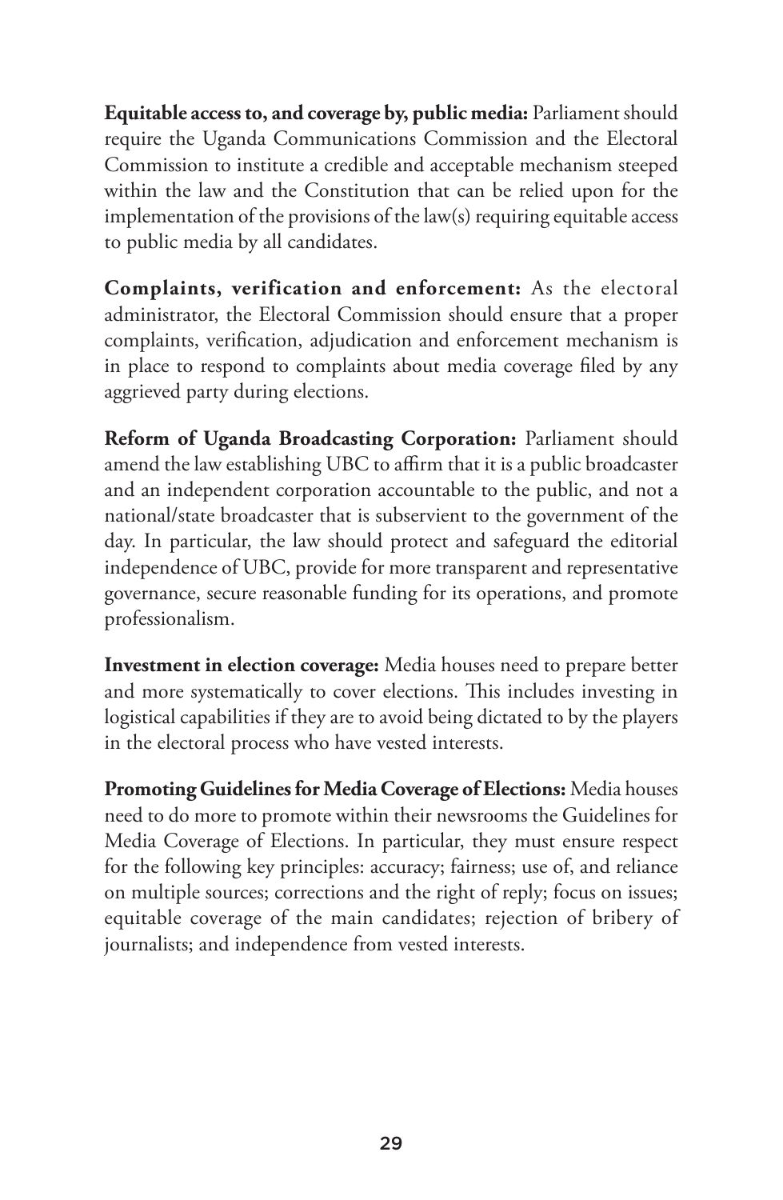**Equitable access to, and coverage by, public media:** Parliament should require the Uganda Communications Commission and the Electoral Commission to institute a credible and acceptable mechanism steeped within the law and the Constitution that can be relied upon for the implementation of the provisions of the law(s) requiring equitable access to public media by all candidates.

**Complaints, verification and enforcement:** As the electoral administrator, the Electoral Commission should ensure that a proper complaints, verification, adjudication and enforcement mechanism is in place to respond to complaints about media coverage filed by any aggrieved party during elections.

**Reform of Uganda Broadcasting Corporation:** Parliament should amend the law establishing UBC to affirm that it is a public broadcaster and an independent corporation accountable to the public, and not a national/state broadcaster that is subservient to the government of the day. In particular, the law should protect and safeguard the editorial independence of UBC, provide for more transparent and representative governance, secure reasonable funding for its operations, and promote professionalism.

**Investment in election coverage:** Media houses need to prepare better and more systematically to cover elections. This includes investing in logistical capabilities if they are to avoid being dictated to by the players in the electoral process who have vested interests.

**Promoting Guidelines for Media Coverage of Elections:** Media houses need to do more to promote within their newsrooms the Guidelines for Media Coverage of Elections. In particular, they must ensure respect for the following key principles: accuracy; fairness; use of, and reliance on multiple sources; corrections and the right of reply; focus on issues; equitable coverage of the main candidates; rejection of bribery of journalists; and independence from vested interests.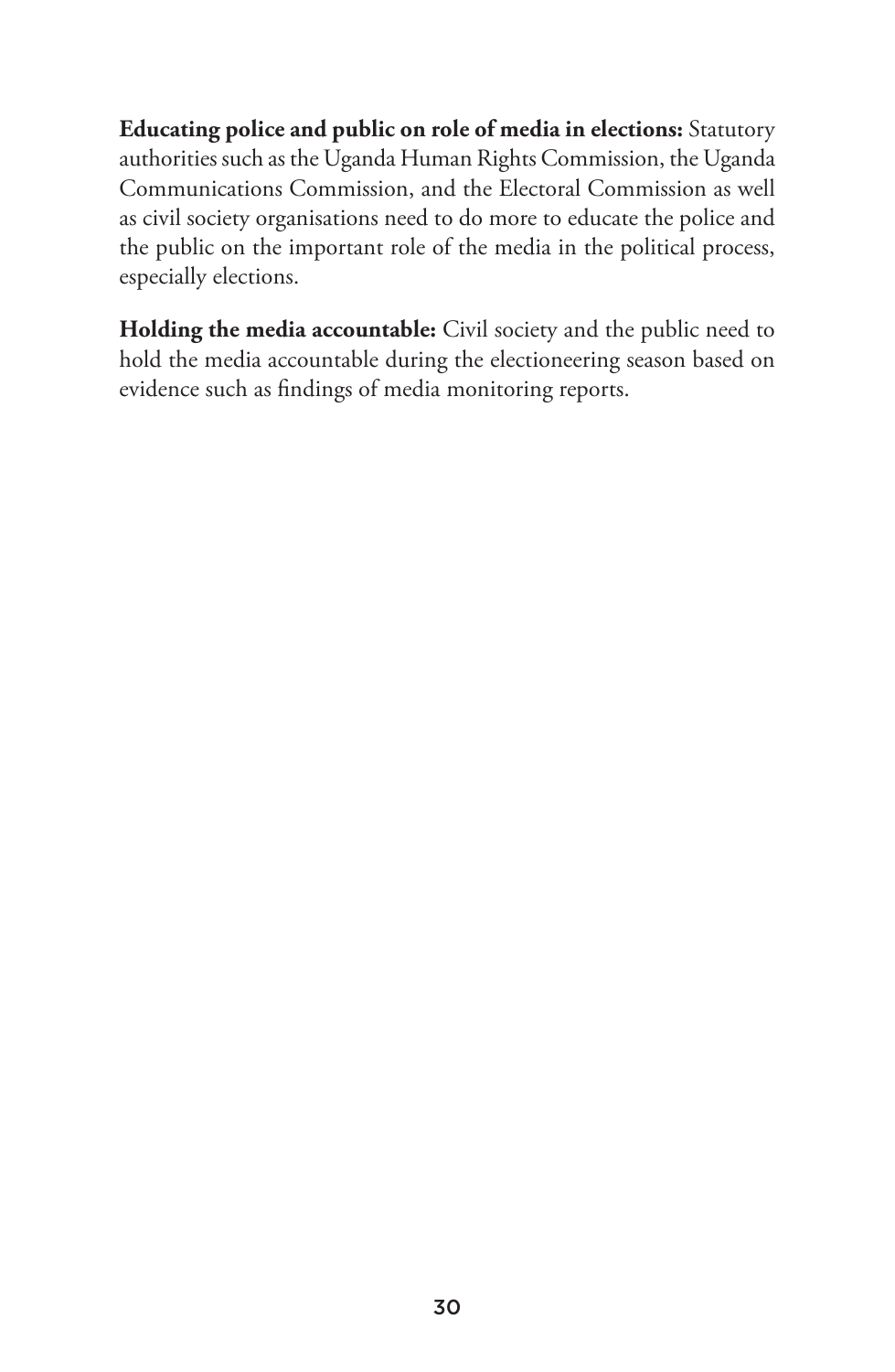**Educating police and public on role of media in elections:** Statutory authorities such as the Uganda Human Rights Commission, the Uganda Communications Commission, and the Electoral Commission as well as civil society organisations need to do more to educate the police and the public on the important role of the media in the political process, especially elections.

**Holding the media accountable:** Civil society and the public need to hold the media accountable during the electioneering season based on evidence such as findings of media monitoring reports.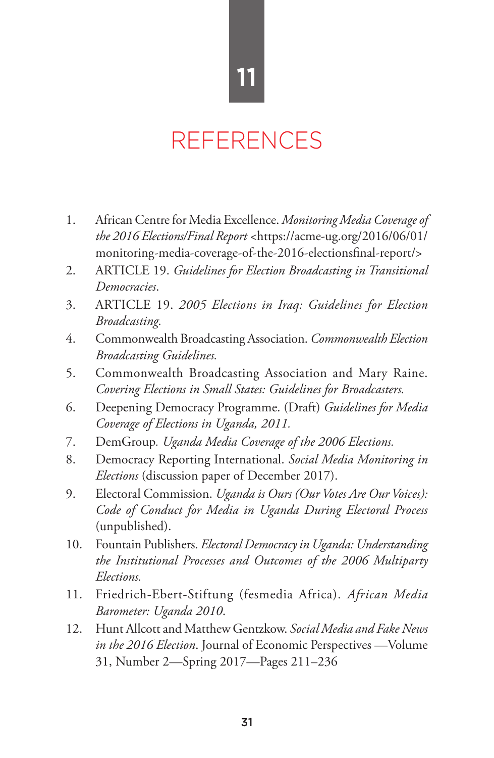# 11

# REFERENCES

1. African Centre for Media Excellence. *Monitoring Media Coverage of the 2016 Elections/Final Report* <https://acme-ug.org/2016/06/01/monitoring-media-coverage-of-the-2016-electionsfinal-report/>
2. ARTICLE 19. *Guidelines for Election Broadcasting in Transitional Democracies*.
3. ARTICLE 19. *2005 Elections in Iraq: Guidelines for Election Broadcasting*.
4. Commonwealth Broadcasting Association. *Commonwealth Election Broadcasting Guidelines.*
5. Commonwealth Broadcasting Association and Mary Raine. *Covering Elections in Small States: Guidelines for Broadcasters.*
6. Deepening Democracy Programme. (Draft) *Guidelines for Media Coverage of Elections in Uganda, 2011.*
7. DemGroup. *Uganda Media Coverage of the 2006 Elections.*
8. Democracy Reporting International. *Social Media Monitoring in Elections* (discussion paper of December 2017).
9. Electoral Commission. *Uganda is Ours (Our Votes Are Our Voices): Code of Conduct for Media in Uganda During Electoral Process* (unpublished).
10. Fountain Publishers. *Electoral Democracy in Uganda: Understanding the Institutional Processes and Outcomes of the 2006 Multiparty Elections.*
11. Friedrich-Ebert-Stiftung (fesmedia Africa). *African Media Barometer: Uganda 2010.*
12. Hunt Allcott and Matthew Gentzkow. *Social Media and Fake News in the 2016 Election*. Journal of Economic Perspectives —Volume 31, Number 2—Spring 2017—Pages 211–236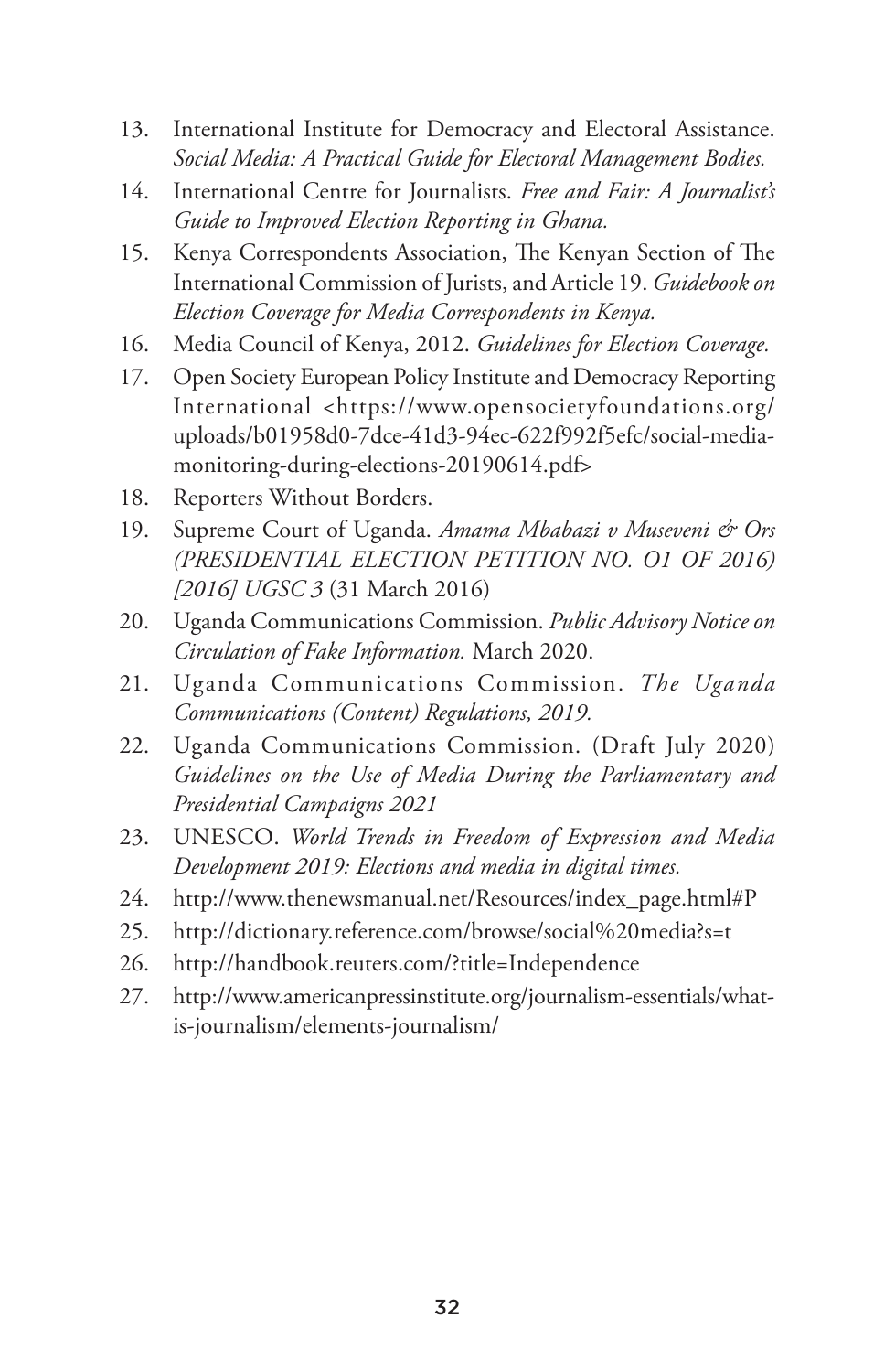13. International Institute for Democracy and Electoral Assistance. *Social Media: A Practical Guide for Electoral Management Bodies.*
14. International Centre for Journalists. *Free and Fair: A Journalist's Guide to Improved Election Reporting in Ghana.*
15. Kenya Correspondents Association, The Kenyan Section of The International Commission of Jurists, and Article 19. *Guidebook on Election Coverage for Media Correspondents in Kenya.*
16. Media Council of Kenya, 2012. *Guidelines for Election Coverage.*
17. Open Society European Policy Institute and Democracy Reporting International <https://www.opensocietyfoundations.org/uploads/b01958d0-7dce-41d3-94ec-622f992f5efc/social-media-monitoring-during-elections-20190614.pdf>
18. Reporters Without Borders.
19. Supreme Court of Uganda. *Amama Mbabazi v Museveni & Ors (PRESIDENTIAL ELECTION PETITION NO. O1 OF 2016) [2016] UGSC 3* (31 March 2016)
20. Uganda Communications Commission. *Public Advisory Notice on Circulation of Fake Information.* March 2020.
21. Uganda Communications Commission. *The Uganda Communications (Content) Regulations, 2019.*
22. Uganda Communications Commission. (Draft July 2020) *Guidelines on the Use of Media During the Parliamentary and Presidential Campaigns 2021*
23. UNESCO. *World Trends in Freedom of Expression and Media Development 2019: Elections and media in digital times.*
24. http://www.thenewsmanual.net/Resources/index_page.html#P
25. http://dictionary.reference.com/browse/social%20media?s=t
26. http://handbook.reuters.com/?title=Independence
27. http://www.americanpressinstitute.org/journalism-essentials/what-is-journalism/elements-journalism/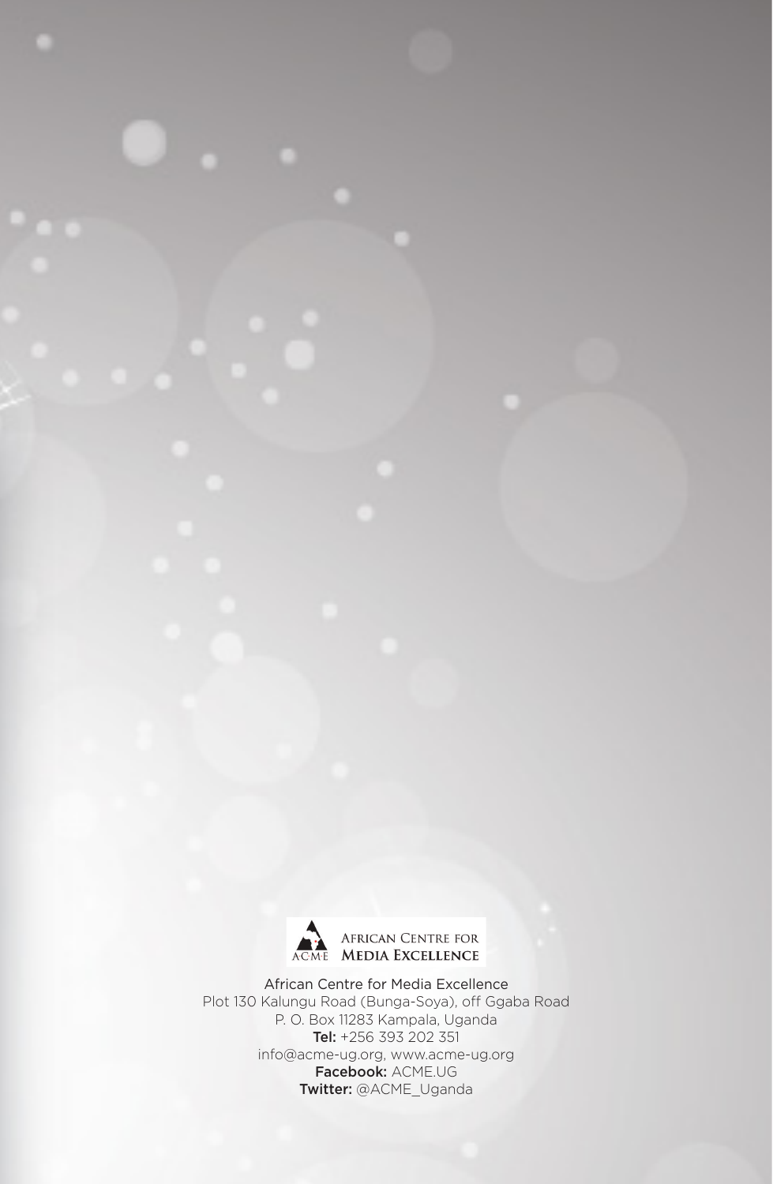AFRICAN CENTRE FOR
ACME MEDIA EXCELLENCE

African Centre for Media Excellence
Plot 130 Kalungu Road (Bunga-Soya), off Ggaba Road
P. O. Box 11283 Kampala, Uganda
**Tel:** +256 393 202 351
info@acme-ug.org, www.acme-ug.org
**Facebook:** ACME.UG
**Twitter:** @ACME_Uganda